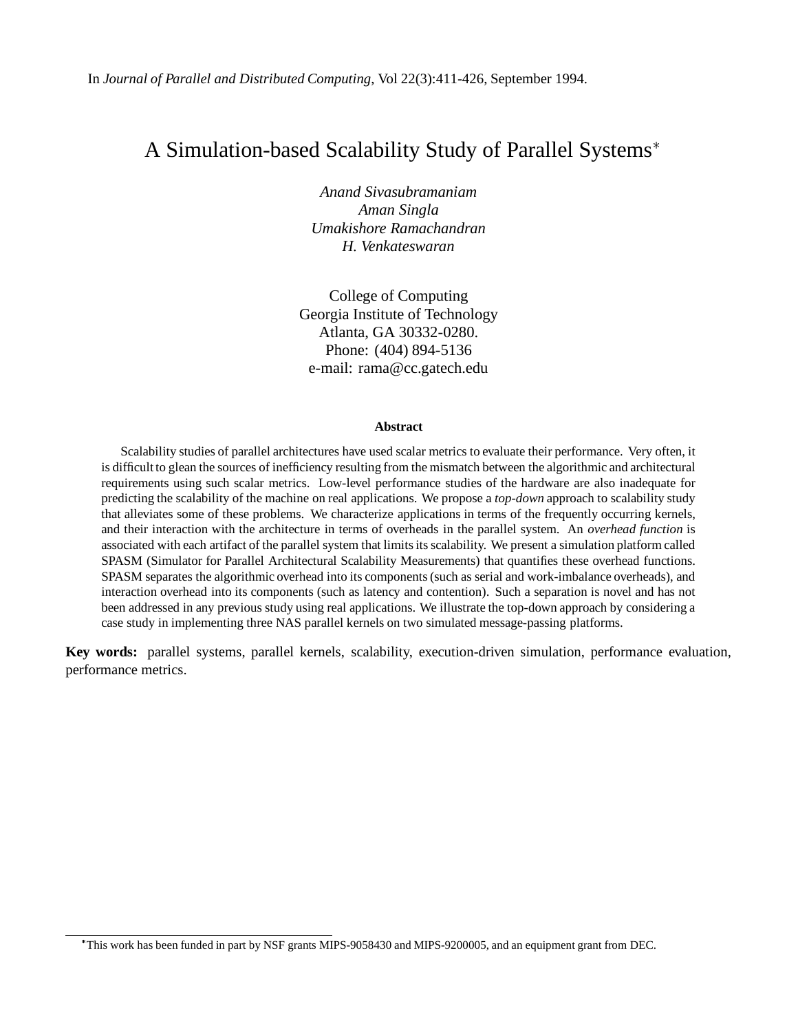In *Journal of Parallel and Distributed Computing*, Vol 22(3):411-426, September 1994.

# A Simulation-based Scalability Study of Parallel Systems*

*Anand Sivasubramaniam*
*Aman Singla*
*Umakishore Ramachandran*
*H. Venkateswaran*

College of Computing
Georgia Institute of Technology
Atlanta, GA 30332-0280.
Phone: (404) 894-5136
e-mail: rama@cc.gatech.edu

**Abstract**

Scalability studies of parallel architectures have used scalar metrics to evaluate their performance. Very often, it is difficult to glean the sources of inefficiency resulting from the mismatch between the algorithmic and architectural requirements using such scalar metrics. Low-level performance studies of the hardware are also inadequate for predicting the scalability of the machine on real applications. We propose a *top-down* approach to scalability study that alleviates some of these problems. We characterize applications in terms of the frequently occurring kernels, and their interaction with the architecture in terms of overheads in the parallel system. An *overhead function* is associated with each artifact of the parallel system that limits its scalability. We present a simulation platform called SPASM (Simulator for Parallel Architectural Scalability Measurements) that quantifies these overhead functions. SPASM separates the algorithmic overhead into its components (such as serial and work-imbalance overheads), and interaction overhead into its components (such as latency and contention). Such a separation is novel and has not been addressed in any previous study using real applications. We illustrate the top-down approach by considering a case study in implementing three NAS parallel kernels on two simulated message-passing platforms.

**Key words:** parallel systems, parallel kernels, scalability, execution-driven simulation, performance evaluation, performance metrics.

*This work has been funded in part by NSF grants MIPS-9058430 and MIPS-9200005, and an equipment grant from DEC.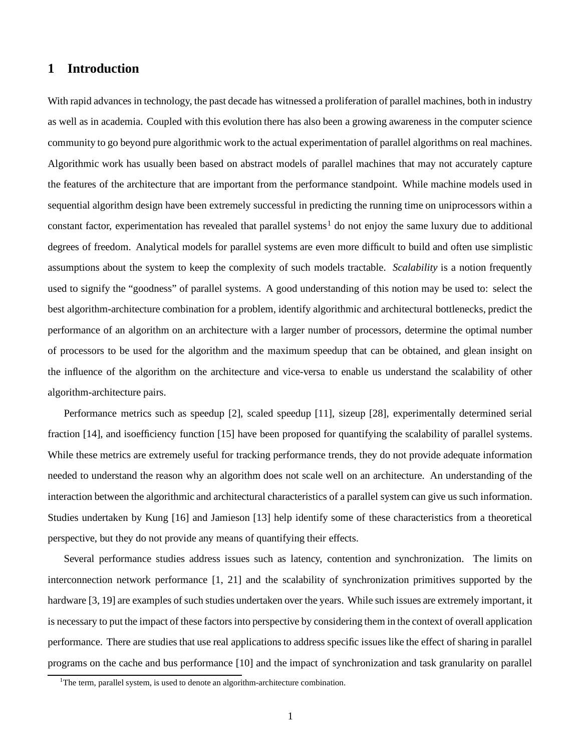## 1 Introduction

With rapid advances in technology, the past decade has witnessed a proliferation of parallel machines, both in industry as well as in academia. Coupled with this evolution there has also been a growing awareness in the computer science community to go beyond pure algorithmic work to the actual experimentation of parallel algorithms on real machines. Algorithmic work has usually been based on abstract models of parallel machines that may not accurately capture the features of the architecture that are important from the performance standpoint. While machine models used in sequential algorithm design have been extremely successful in predicting the running time on uniprocessors within a constant factor, experimentation has revealed that parallel systems[1] do not enjoy the same luxury due to additional degrees of freedom. Analytical models for parallel systems are even more difficult to build and often use simplistic assumptions about the system to keep the complexity of such models tractable. *Scalability* is a notion frequently used to signify the "goodness" of parallel systems. A good understanding of this notion may be used to: select the best algorithm-architecture combination for a problem, identify algorithmic and architectural bottlenecks, predict the performance of an algorithm on an architecture with a larger number of processors, determine the optimal number of processors to be used for the algorithm and the maximum speedup that can be obtained, and glean insight on the influence of the algorithm on the architecture and vice-versa to enable us understand the scalability of other algorithm-architecture pairs.

Performance metrics such as speedup [2], scaled speedup [11], sizeup [28], experimentally determined serial fraction [14], and isoefficiency function [15] have been proposed for quantifying the scalability of parallel systems. While these metrics are extremely useful for tracking performance trends, they do not provide adequate information needed to understand the reason why an algorithm does not scale well on an architecture. An understanding of the interaction between the algorithmic and architectural characteristics of a parallel system can give us such information. Studies undertaken by Kung [16] and Jamieson [13] help identify some of these characteristics from a theoretical perspective, but they do not provide any means of quantifying their effects.

Several performance studies address issues such as latency, contention and synchronization. The limits on interconnection network performance [1, 21] and the scalability of synchronization primitives supported by the hardware [3, 19] are examples of such studies undertaken over the years. While such issues are extremely important, it is necessary to put the impact of these factors into perspective by considering them in the context of overall application performance. There are studies that use real applications to address specific issues like the effect of sharing in parallel programs on the cache and bus performance [10] and the impact of synchronization and task granularity on parallel

[1] The term, parallel system, is used to denote an algorithm-architecture combination.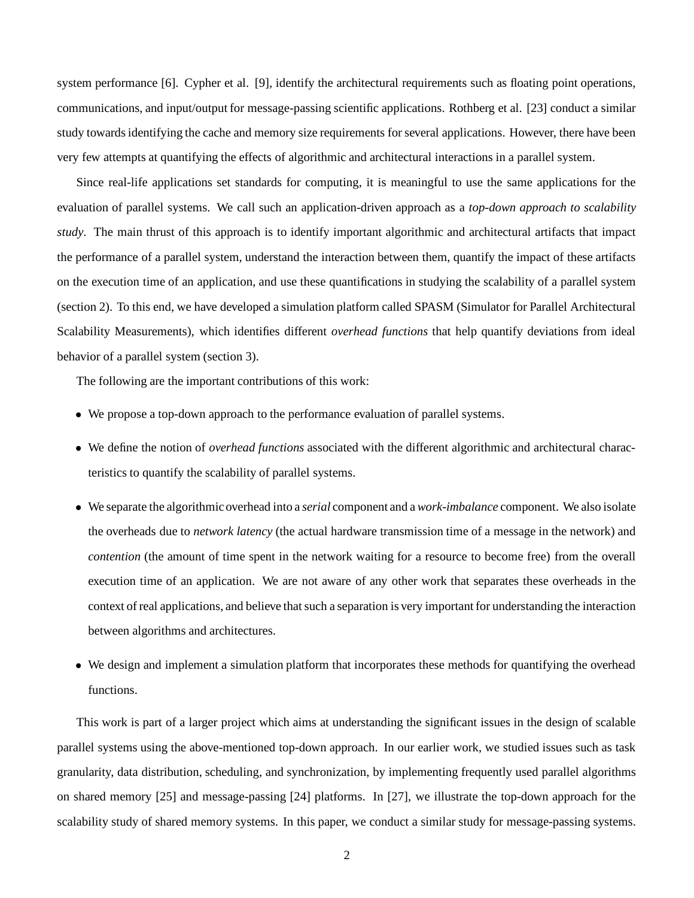system performance [6]. Cypher et al. [9], identify the architectural requirements such as floating point operations, communications, and input/output for message-passing scientific applications. Rothberg et al. [23] conduct a similar study towards identifying the cache and memory size requirements for several applications. However, there have been very few attempts at quantifying the effects of algorithmic and architectural interactions in a parallel system.

Since real-life applications set standards for computing, it is meaningful to use the same applications for the evaluation of parallel systems. We call such an application-driven approach as a *top-down approach to scalability study*. The main thrust of this approach is to identify important algorithmic and architectural artifacts that impact the performance of a parallel system, understand the interaction between them, quantify the impact of these artifacts on the execution time of an application, and use these quantifications in studying the scalability of a parallel system (section 2). To this end, we have developed a simulation platform called SPASM (Simulator for Parallel Architectural Scalability Measurements), which identifies different *overhead functions* that help quantify deviations from ideal behavior of a parallel system (section 3).

The following are the important contributions of this work:

- We propose a top-down approach to the performance evaluation of parallel systems.
- We define the notion of *overhead functions* associated with the different algorithmic and architectural characteristics to quantify the scalability of parallel systems.
- We separate the algorithmic overhead into a *serial* component and a *work-imbalance* component. We also isolate the overheads due to *network latency* (the actual hardware transmission time of a message in the network) and *contention* (the amount of time spent in the network waiting for a resource to become free) from the overall execution time of an application. We are not aware of any other work that separates these overheads in the context of real applications, and believe that such a separation is very important for understanding the interaction between algorithms and architectures.
- We design and implement a simulation platform that incorporates these methods for quantifying the overhead functions.

This work is part of a larger project which aims at understanding the significant issues in the design of scalable parallel systems using the above-mentioned top-down approach. In our earlier work, we studied issues such as task granularity, data distribution, scheduling, and synchronization, by implementing frequently used parallel algorithms on shared memory [25] and message-passing [24] platforms. In [27], we illustrate the top-down approach for the scalability study of shared memory systems. In this paper, we conduct a similar study for message-passing systems.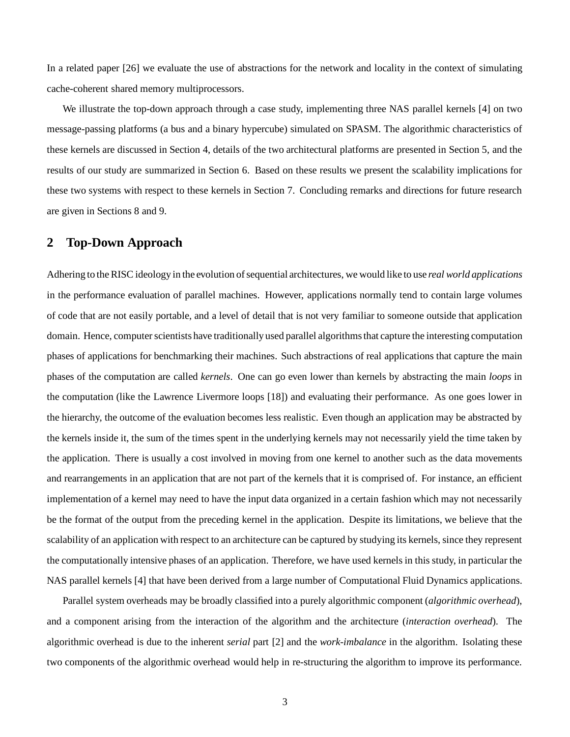In a related paper [26] we evaluate the use of abstractions for the network and locality in the context of simulating cache-coherent shared memory multiprocessors.

We illustrate the top-down approach through a case study, implementing three NAS parallel kernels [4] on two message-passing platforms (a bus and a binary hypercube) simulated on SPASM. The algorithmic characteristics of these kernels are discussed in Section 4, details of the two architectural platforms are presented in Section 5, and the results of our study are summarized in Section 6. Based on these results we present the scalability implications for these two systems with respect to these kernels in Section 7. Concluding remarks and directions for future research are given in Sections 8 and 9.

## 2 Top-Down Approach

Adhering to the RISC ideology in the evolution of sequential architectures, we would like to use *real world applications* in the performance evaluation of parallel machines. However, applications normally tend to contain large volumes of code that are not easily portable, and a level of detail that is not very familiar to someone outside that application domain. Hence, computer scientists have traditionally used parallel algorithms that capture the interesting computation phases of applications for benchmarking their machines. Such abstractions of real applications that capture the main phases of the computation are called *kernels*. One can go even lower than kernels by abstracting the main *loops* in the computation (like the Lawrence Livermore loops [18]) and evaluating their performance. As one goes lower in the hierarchy, the outcome of the evaluation becomes less realistic. Even though an application may be abstracted by the kernels inside it, the sum of the times spent in the underlying kernels may not necessarily yield the time taken by the application. There is usually a cost involved in moving from one kernel to another such as the data movements and rearrangements in an application that are not part of the kernels that it is comprised of. For instance, an efficient implementation of a kernel may need to have the input data organized in a certain fashion which may not necessarily be the format of the output from the preceding kernel in the application. Despite its limitations, we believe that the scalability of an application with respect to an architecture can be captured by studying its kernels, since they represent the computationally intensive phases of an application. Therefore, we have used kernels in this study, in particular the NAS parallel kernels [4] that have been derived from a large number of Computational Fluid Dynamics applications.

Parallel system overheads may be broadly classified into a purely algorithmic component (*algorithmic overhead*), and a component arising from the interaction of the algorithm and the architecture (*interaction overhead*). The algorithmic overhead is due to the inherent *serial* part [2] and the *work-imbalance* in the algorithm. Isolating these two components of the algorithmic overhead would help in re-structuring the algorithm to improve its performance.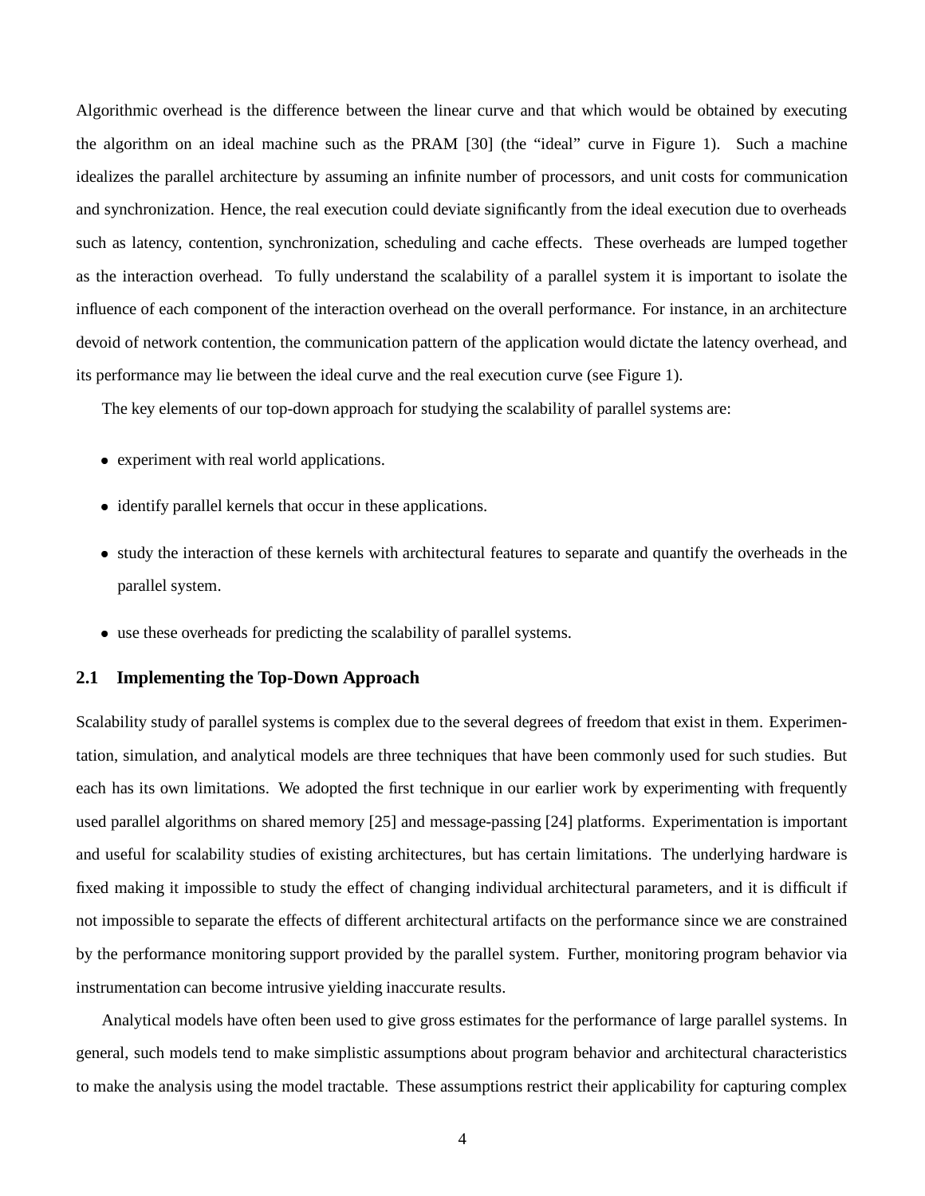Algorithmic overhead is the difference between the linear curve and that which would be obtained by executing the algorithm on an ideal machine such as the PRAM [30] (the "ideal" curve in Figure 1). Such a machine idealizes the parallel architecture by assuming an infinite number of processors, and unit costs for communication and synchronization. Hence, the real execution could deviate significantly from the ideal execution due to overheads such as latency, contention, synchronization, scheduling and cache effects. These overheads are lumped together as the interaction overhead. To fully understand the scalability of a parallel system it is important to isolate the influence of each component of the interaction overhead on the overall performance. For instance, in an architecture devoid of network contention, the communication pattern of the application would dictate the latency overhead, and its performance may lie between the ideal curve and the real execution curve (see Figure 1).

The key elements of our top-down approach for studying the scalability of parallel systems are:

- experiment with real world applications.
- identify parallel kernels that occur in these applications.
- study the interaction of these kernels with architectural features to separate and quantify the overheads in the parallel system.
- use these overheads for predicting the scalability of parallel systems.

## 2.1 Implementing the Top-Down Approach

Scalability study of parallel systems is complex due to the several degrees of freedom that exist in them. Experimentation, simulation, and analytical models are three techniques that have been commonly used for such studies. But each has its own limitations. We adopted the first technique in our earlier work by experimenting with frequently used parallel algorithms on shared memory [25] and message-passing [24] platforms. Experimentation is important and useful for scalability studies of existing architectures, but has certain limitations. The underlying hardware is fixed making it impossible to study the effect of changing individual architectural parameters, and it is difficult if not impossible to separate the effects of different architectural artifacts on the performance since we are constrained by the performance monitoring support provided by the parallel system. Further, monitoring program behavior via instrumentation can become intrusive yielding inaccurate results.

Analytical models have often been used to give gross estimates for the performance of large parallel systems. In general, such models tend to make simplistic assumptions about program behavior and architectural characteristics to make the analysis using the model tractable. These assumptions restrict their applicability for capturing complex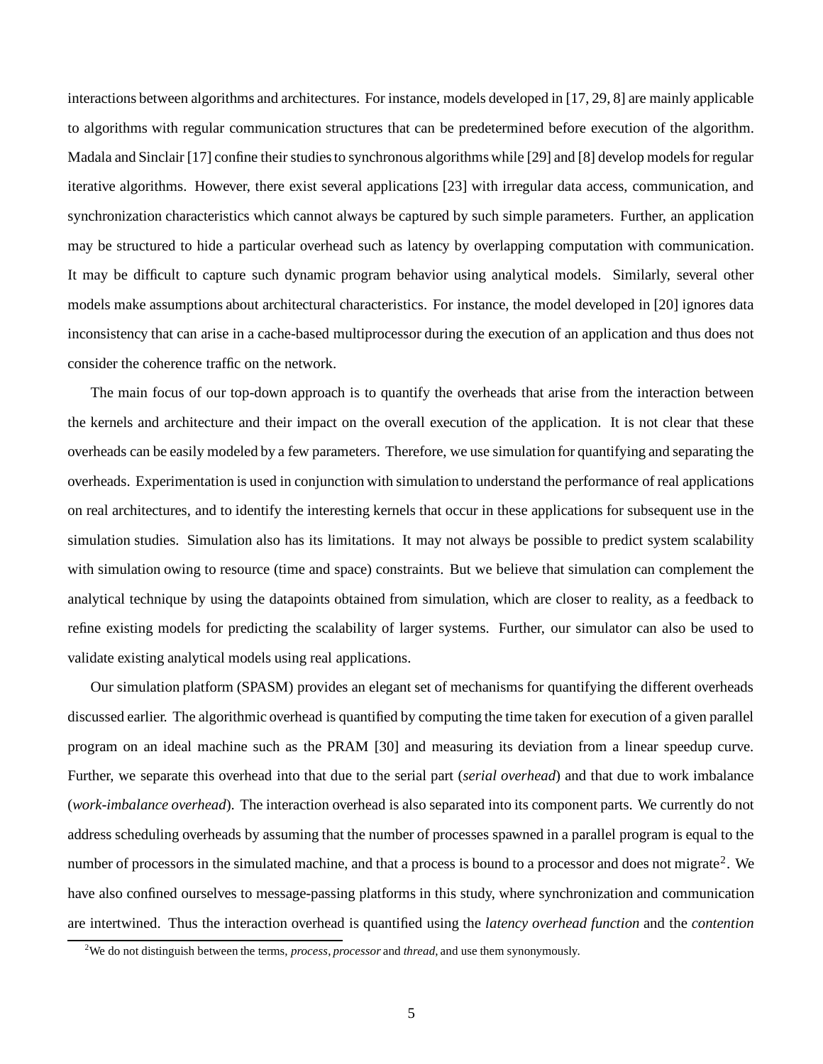interactions between algorithms and architectures. For instance, models developed in [17, 29, 8] are mainly applicable to algorithms with regular communication structures that can be predetermined before execution of the algorithm. Madala and Sinclair [17] confine their studies to synchronous algorithms while [29] and [8] develop models for regular iterative algorithms. However, there exist several applications [23] with irregular data access, communication, and synchronization characteristics which cannot always be captured by such simple parameters. Further, an application may be structured to hide a particular overhead such as latency by overlapping computation with communication. It may be difficult to capture such dynamic program behavior using analytical models. Similarly, several other models make assumptions about architectural characteristics. For instance, the model developed in [20] ignores data inconsistency that can arise in a cache-based multiprocessor during the execution of an application and thus does not consider the coherence traffic on the network.

The main focus of our top-down approach is to quantify the overheads that arise from the interaction between the kernels and architecture and their impact on the overall execution of the application. It is not clear that these overheads can be easily modeled by a few parameters. Therefore, we use simulation for quantifying and separating the overheads. Experimentation is used in conjunction with simulation to understand the performance of real applications on real architectures, and to identify the interesting kernels that occur in these applications for subsequent use in the simulation studies. Simulation also has its limitations. It may not always be possible to predict system scalability with simulation owing to resource (time and space) constraints. But we believe that simulation can complement the analytical technique by using the datapoints obtained from simulation, which are closer to reality, as a feedback to refine existing models for predicting the scalability of larger systems. Further, our simulator can also be used to validate existing analytical models using real applications.

Our simulation platform (SPASM) provides an elegant set of mechanisms for quantifying the different overheads discussed earlier. The algorithmic overhead is quantified by computing the time taken for execution of a given parallel program on an ideal machine such as the PRAM [30] and measuring its deviation from a linear speedup curve. Further, we separate this overhead into that due to the serial part (*serial overhead*) and that due to work imbalance (*work-imbalance overhead*). The interaction overhead is also separated into its component parts. We currently do not address scheduling overheads by assuming that the number of processes spawned in a parallel program is equal to the number of processors in the simulated machine, and that a process is bound to a processor and does not migrate[2]. We have also confined ourselves to message-passing platforms in this study, where synchronization and communication are intertwined. Thus the interaction overhead is quantified using the *latency overhead function* and the *contention*

[2] We do not distinguish between the terms, *process*, *processor* and *thread*, and use them synonymously.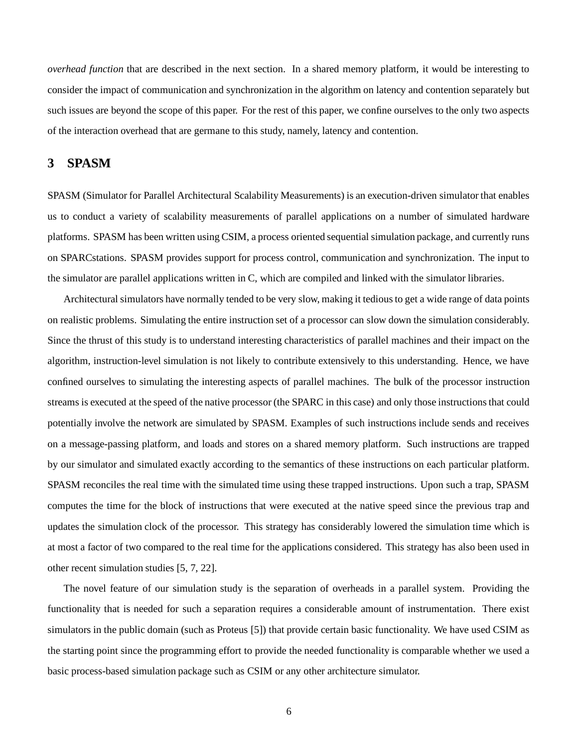*overhead function* that are described in the next section. In a shared memory platform, it would be interesting to consider the impact of communication and synchronization in the algorithm on latency and contention separately but such issues are beyond the scope of this paper. For the rest of this paper, we confine ourselves to the only two aspects of the interaction overhead that are germane to this study, namely, latency and contention.

## 3 SPASM

SPASM (Simulator for Parallel Architectural Scalability Measurements) is an execution-driven simulator that enables us to conduct a variety of scalability measurements of parallel applications on a number of simulated hardware platforms. SPASM has been written using CSIM, a process oriented sequential simulation package, and currently runs on SPARCstations. SPASM provides support for process control, communication and synchronization. The input to the simulator are parallel applications written in C, which are compiled and linked with the simulator libraries.

Architectural simulators have normally tended to be very slow, making it tedious to get a wide range of data points on realistic problems. Simulating the entire instruction set of a processor can slow down the simulation considerably. Since the thrust of this study is to understand interesting characteristics of parallel machines and their impact on the algorithm, instruction-level simulation is not likely to contribute extensively to this understanding. Hence, we have confined ourselves to simulating the interesting aspects of parallel machines. The bulk of the processor instruction streams is executed at the speed of the native processor (the SPARC in this case) and only those instructions that could potentially involve the network are simulated by SPASM. Examples of such instructions include sends and receives on a message-passing platform, and loads and stores on a shared memory platform. Such instructions are trapped by our simulator and simulated exactly according to the semantics of these instructions on each particular platform. SPASM reconciles the real time with the simulated time using these trapped instructions. Upon such a trap, SPASM computes the time for the block of instructions that were executed at the native speed since the previous trap and updates the simulation clock of the processor. This strategy has considerably lowered the simulation time which is at most a factor of two compared to the real time for the applications considered. This strategy has also been used in other recent simulation studies [5, 7, 22].

The novel feature of our simulation study is the separation of overheads in a parallel system. Providing the functionality that is needed for such a separation requires a considerable amount of instrumentation. There exist simulators in the public domain (such as Proteus [5]) that provide certain basic functionality. We have used CSIM as the starting point since the programming effort to provide the needed functionality is comparable whether we used a basic process-based simulation package such as CSIM or any other architecture simulator.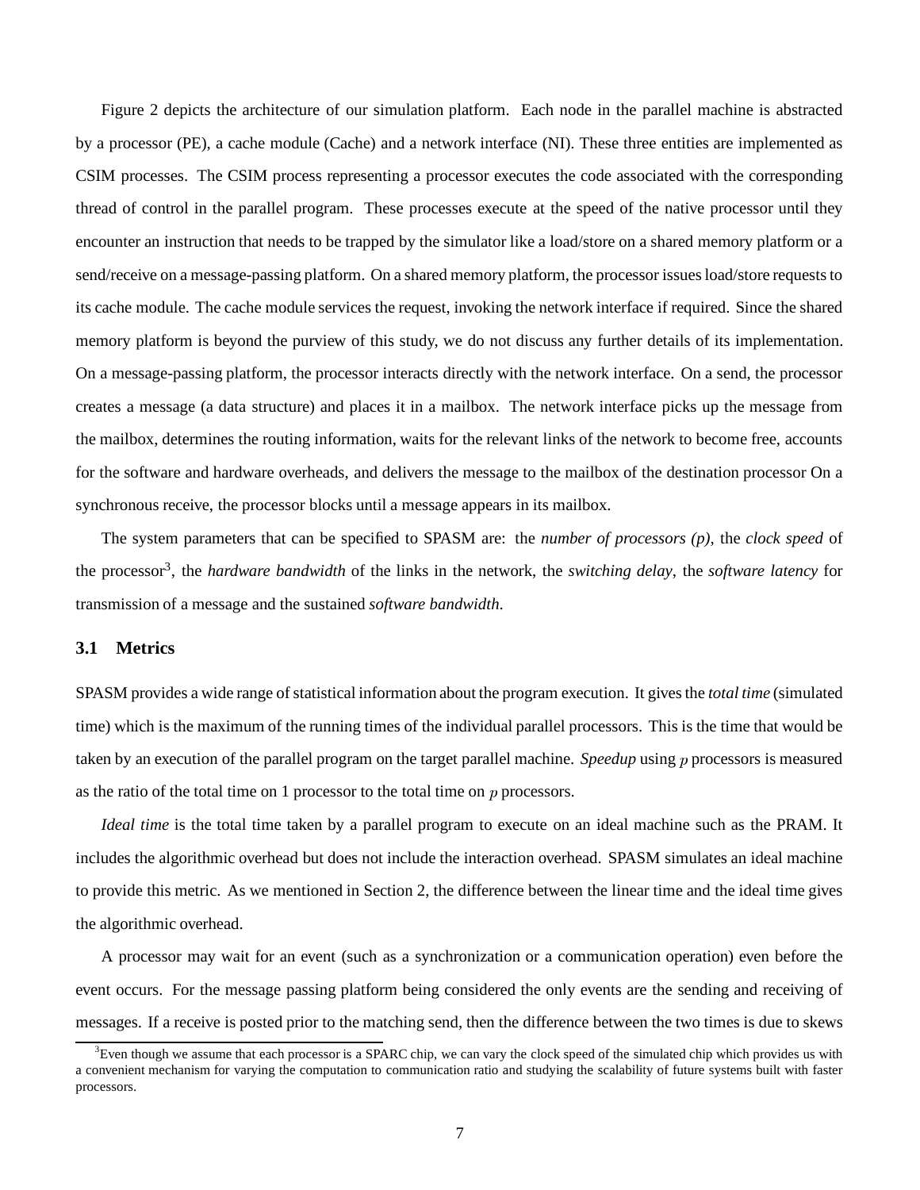Figure 2 depicts the architecture of our simulation platform. Each node in the parallel machine is abstracted by a processor (PE), a cache module (Cache) and a network interface (NI). These three entities are implemented as CSIM processes. The CSIM process representing a processor executes the code associated with the corresponding thread of control in the parallel program. These processes execute at the speed of the native processor until they encounter an instruction that needs to be trapped by the simulator like a load/store on a shared memory platform or a send/receive on a message-passing platform. On a shared memory platform, the processor issues load/store requests to its cache module. The cache module services the request, invoking the network interface if required. Since the shared memory platform is beyond the purview of this study, we do not discuss any further details of its implementation. On a message-passing platform, the processor interacts directly with the network interface. On a send, the processor creates a message (a data structure) and places it in a mailbox. The network interface picks up the message from the mailbox, determines the routing information, waits for the relevant links of the network to become free, accounts for the software and hardware overheads, and delivers the message to the mailbox of the destination processor On a synchronous receive, the processor blocks until a message appears in its mailbox.

The system parameters that can be specified to SPASM are: the *number of processors (p)*, the *clock speed* of the processor[3], the *hardware bandwidth* of the links in the network, the *switching delay*, the *software latency* for transmission of a message and the sustained *software bandwidth*.

### 3.1 Metrics

SPASM provides a wide range of statistical information about the program execution. It gives the *total time* (simulated time) which is the maximum of the running times of the individual parallel processors. This is the time that would be taken by an execution of the parallel program on the target parallel machine. *Speedup* using $p$ processors is measured as the ratio of the total time on 1 processor to the total time on $p$ processors.

*Ideal time* is the total time taken by a parallel program to execute on an ideal machine such as the PRAM. It includes the algorithmic overhead but does not include the interaction overhead. SPASM simulates an ideal machine to provide this metric. As we mentioned in Section 2, the difference between the linear time and the ideal time gives the algorithmic overhead.

A processor may wait for an event (such as a synchronization or a communication operation) even before the event occurs. For the message passing platform being considered the only events are the sending and receiving of messages. If a receive is posted prior to the matching send, then the difference between the two times is due to skews

[3]Even though we assume that each processor is a SPARC chip, we can vary the clock speed of the simulated chip which provides us with a convenient mechanism for varying the computation to communication ratio and studying the scalability of future systems built with faster processors.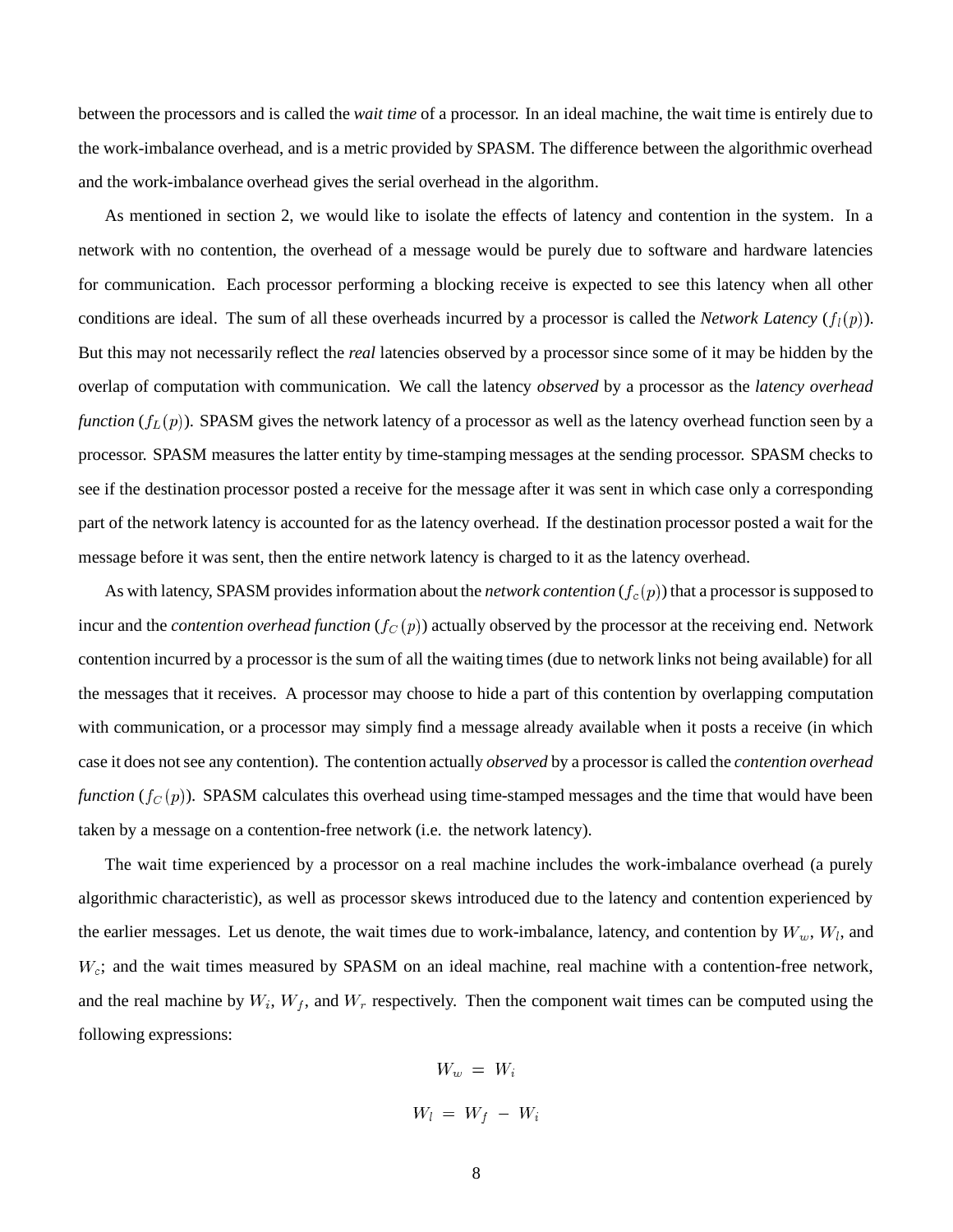between the processors and is called the *wait time* of a processor. In an ideal machine, the wait time is entirely due to the work-imbalance overhead, and is a metric provided by SPASM. The difference between the algorithmic overhead and the work-imbalance overhead gives the serial overhead in the algorithm.

As mentioned in section 2, we would like to isolate the effects of latency and contention in the system. In a network with no contention, the overhead of a message would be purely due to software and hardware latencies for communication. Each processor performing a blocking receive is expected to see this latency when all other conditions are ideal. The sum of all these overheads incurred by a processor is called the *Network Latency* ($f_l(p)$). But this may not necessarily reflect the *real* latencies observed by a processor since some of it may be hidden by the overlap of computation with communication. We call the latency *observed* by a processor as the *latency overhead function* ($f_L(p)$). SPASM gives the network latency of a processor as well as the latency overhead function seen by a processor. SPASM measures the latter entity by time-stamping messages at the sending processor. SPASM checks to see if the destination processor posted a receive for the message after it was sent in which case only a corresponding part of the network latency is accounted for as the latency overhead. If the destination processor posted a wait for the message before it was sent, then the entire network latency is charged to it as the latency overhead.

As with latency, SPASM provides information about the *network contention* ($f_c(p)$) that a processor is supposed to incur and the *contention overhead function* ($f_C(p)$) actually observed by the processor at the receiving end. Network contention incurred by a processor is the sum of all the waiting times (due to network links not being available) for all the messages that it receives. A processor may choose to hide a part of this contention by overlapping computation with communication, or a processor may simply find a message already available when it posts a receive (in which case it does not see any contention). The contention actually *observed* by a processor is called the *contention overhead function* ($f_C(p)$). SPASM calculates this overhead using time-stamped messages and the time that would have been taken by a message on a contention-free network (i.e. the network latency).

The wait time experienced by a processor on a real machine includes the work-imbalance overhead (a purely algorithmic characteristic), as well as processor skews introduced due to the latency and contention experienced by the earlier messages. Let us denote, the wait times due to work-imbalance, latency, and contention by $W_w$, $W_l$, and $W_c$; and the wait times measured by SPASM on an ideal machine, real machine with a contention-free network, and the real machine by $W_i$, $W_f$, and $W_r$ respectively. Then the component wait times can be computed using the following expressions:

$$W_w = W_i$$

$$W_l = W_f - W_i$$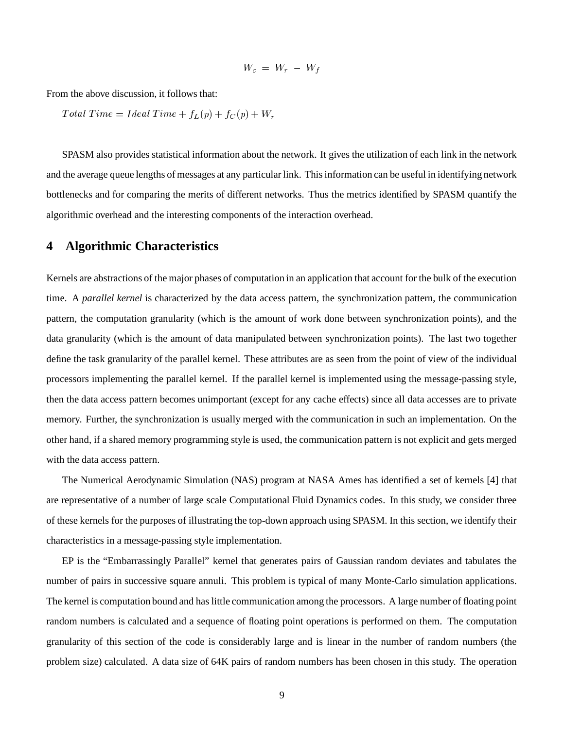$$W_c = W_r - W_f$$

From the above discussion, it follows that:

$$Total\ Time = Ideal\ Time + f_L(p) + f_C(p) + W_r$$

SPASM also provides statistical information about the network. It gives the utilization of each link in the network and the average queue lengths of messages at any particular link. This information can be useful in identifying network bottlenecks and for comparing the merits of different networks. Thus the metrics identified by SPASM quantify the algorithmic overhead and the interesting components of the interaction overhead.

## 4 Algorithmic Characteristics

Kernels are abstractions of the major phases of computation in an application that account for the bulk of the execution time. A *parallel kernel* is characterized by the data access pattern, the synchronization pattern, the communication pattern, the computation granularity (which is the amount of work done between synchronization points), and the data granularity (which is the amount of data manipulated between synchronization points). The last two together define the task granularity of the parallel kernel. These attributes are as seen from the point of view of the individual processors implementing the parallel kernel. If the parallel kernel is implemented using the message-passing style, then the data access pattern becomes unimportant (except for any cache effects) since all data accesses are to private memory. Further, the synchronization is usually merged with the communication in such an implementation. On the other hand, if a shared memory programming style is used, the communication pattern is not explicit and gets merged with the data access pattern.

The Numerical Aerodynamic Simulation (NAS) program at NASA Ames has identified a set of kernels [4] that are representative of a number of large scale Computational Fluid Dynamics codes. In this study, we consider three of these kernels for the purposes of illustrating the top-down approach using SPASM. In this section, we identify their characteristics in a message-passing style implementation.

EP is the "Embarrassingly Parallel" kernel that generates pairs of Gaussian random deviates and tabulates the number of pairs in successive square annuli. This problem is typical of many Monte-Carlo simulation applications. The kernel is computation bound and has little communication among the processors. A large number of floating point random numbers is calculated and a sequence of floating point operations is performed on them. The computation granularity of this section of the code is considerably large and is linear in the number of random numbers (the problem size) calculated. A data size of 64K pairs of random numbers has been chosen in this study. The operation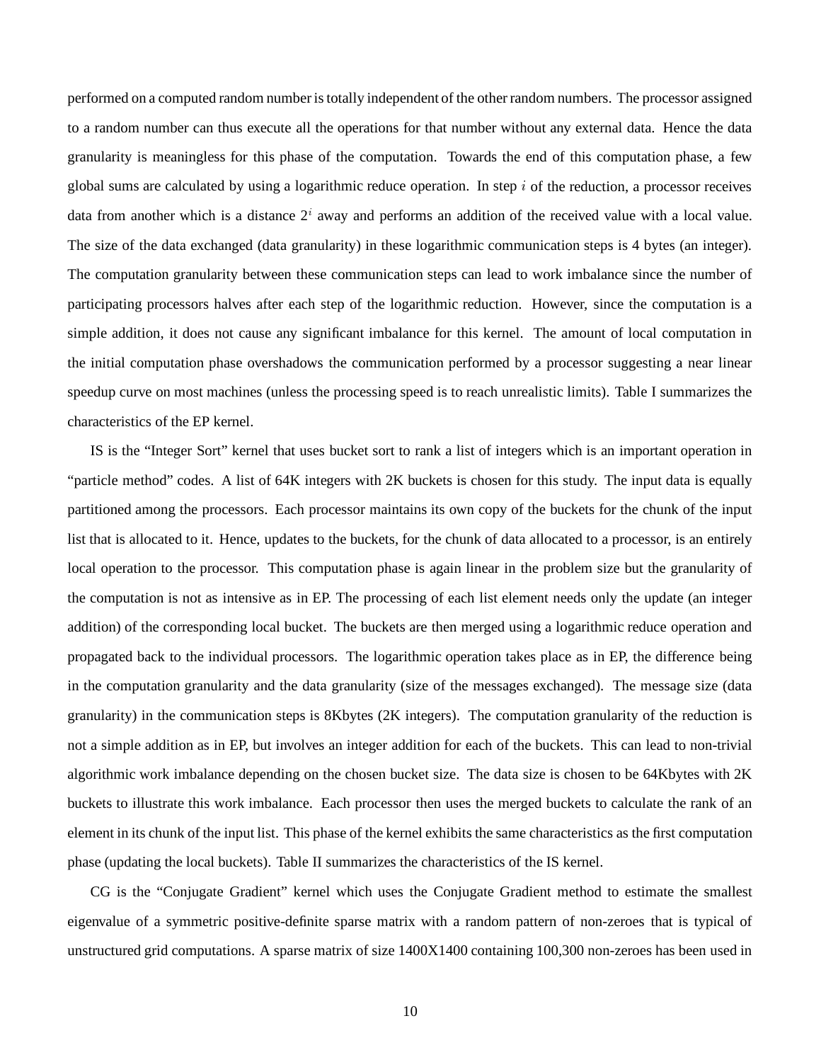performed on a computed random number is totally independent of the other random numbers. The processor assigned to a random number can thus execute all the operations for that number without any external data. Hence the data granularity is meaningless for this phase of the computation. Towards the end of this computation phase, a few global sums are calculated by using a logarithmic reduce operation. In step $i$ of the reduction, a processor receives data from another which is a distance $2^i$ away and performs an addition of the received value with a local value. The size of the data exchanged (data granularity) in these logarithmic communication steps is 4 bytes (an integer). The computation granularity between these communication steps can lead to work imbalance since the number of participating processors halves after each step of the logarithmic reduction. However, since the computation is a simple addition, it does not cause any significant imbalance for this kernel. The amount of local computation in the initial computation phase overshadows the communication performed by a processor suggesting a near linear speedup curve on most machines (unless the processing speed is to reach unrealistic limits). Table I summarizes the characteristics of the EP kernel.

IS is the "Integer Sort" kernel that uses bucket sort to rank a list of integers which is an important operation in "particle method" codes. A list of 64K integers with 2K buckets is chosen for this study. The input data is equally partitioned among the processors. Each processor maintains its own copy of the buckets for the chunk of the input list that is allocated to it. Hence, updates to the buckets, for the chunk of data allocated to a processor, is an entirely local operation to the processor. This computation phase is again linear in the problem size but the granularity of the computation is not as intensive as in EP. The processing of each list element needs only the update (an integer addition) of the corresponding local bucket. The buckets are then merged using a logarithmic reduce operation and propagated back to the individual processors. The logarithmic operation takes place as in EP, the difference being in the computation granularity and the data granularity (size of the messages exchanged). The message size (data granularity) in the communication steps is 8Kbytes (2K integers). The computation granularity of the reduction is not a simple addition as in EP, but involves an integer addition for each of the buckets. This can lead to non-trivial algorithmic work imbalance depending on the chosen bucket size. The data size is chosen to be 64Kbytes with 2K buckets to illustrate this work imbalance. Each processor then uses the merged buckets to calculate the rank of an element in its chunk of the input list. This phase of the kernel exhibits the same characteristics as the first computation phase (updating the local buckets). Table II summarizes the characteristics of the IS kernel.

CG is the "Conjugate Gradient" kernel which uses the Conjugate Gradient method to estimate the smallest eigenvalue of a symmetric positive-definite sparse matrix with a random pattern of non-zeroes that is typical of unstructured grid computations. A sparse matrix of size 1400X1400 containing 100,300 non-zeroes has been used in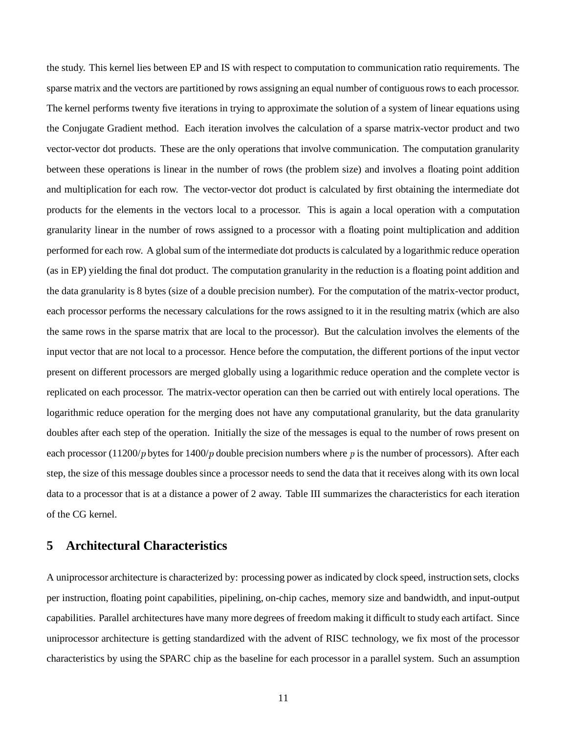the study. This kernel lies between EP and IS with respect to computation to communication ratio requirements. The sparse matrix and the vectors are partitioned by rows assigning an equal number of contiguous rows to each processor. The kernel performs twenty five iterations in trying to approximate the solution of a system of linear equations using the Conjugate Gradient method. Each iteration involves the calculation of a sparse matrix-vector product and two vector-vector dot products. These are the only operations that involve communication. The computation granularity between these operations is linear in the number of rows (the problem size) and involves a floating point addition and multiplication for each row. The vector-vector dot product is calculated by first obtaining the intermediate dot products for the elements in the vectors local to a processor. This is again a local operation with a computation granularity linear in the number of rows assigned to a processor with a floating point multiplication and addition performed for each row. A global sum of the intermediate dot products is calculated by a logarithmic reduce operation (as in EP) yielding the final dot product. The computation granularity in the reduction is a floating point addition and the data granularity is 8 bytes (size of a double precision number). For the computation of the matrix-vector product, each processor performs the necessary calculations for the rows assigned to it in the resulting matrix (which are also the same rows in the sparse matrix that are local to the processor). But the calculation involves the elements of the input vector that are not local to a processor. Hence before the computation, the different portions of the input vector present on different processors are merged globally using a logarithmic reduce operation and the complete vector is replicated on each processor. The matrix-vector operation can then be carried out with entirely local operations. The logarithmic reduce operation for the merging does not have any computational granularity, but the data granularity doubles after each step of the operation. Initially the size of the messages is equal to the number of rows present on each processor ($11200/p$ bytes for $1400/p$ double precision numbers where $p$ is the number of processors). After each step, the size of this message doubles since a processor needs to send the data that it receives along with its own local data to a processor that is at a distance a power of 2 away. Table III summarizes the characteristics for each iteration of the CG kernel.

## 5 Architectural Characteristics

A uniprocessor architecture is characterized by: processing power as indicated by clock speed, instruction sets, clocks per instruction, floating point capabilities, pipelining, on-chip caches, memory size and bandwidth, and input-output capabilities. Parallel architectures have many more degrees of freedom making it difficult to study each artifact. Since uniprocessor architecture is getting standardized with the advent of RISC technology, we fix most of the processor characteristics by using the SPARC chip as the baseline for each processor in a parallel system. Such an assumption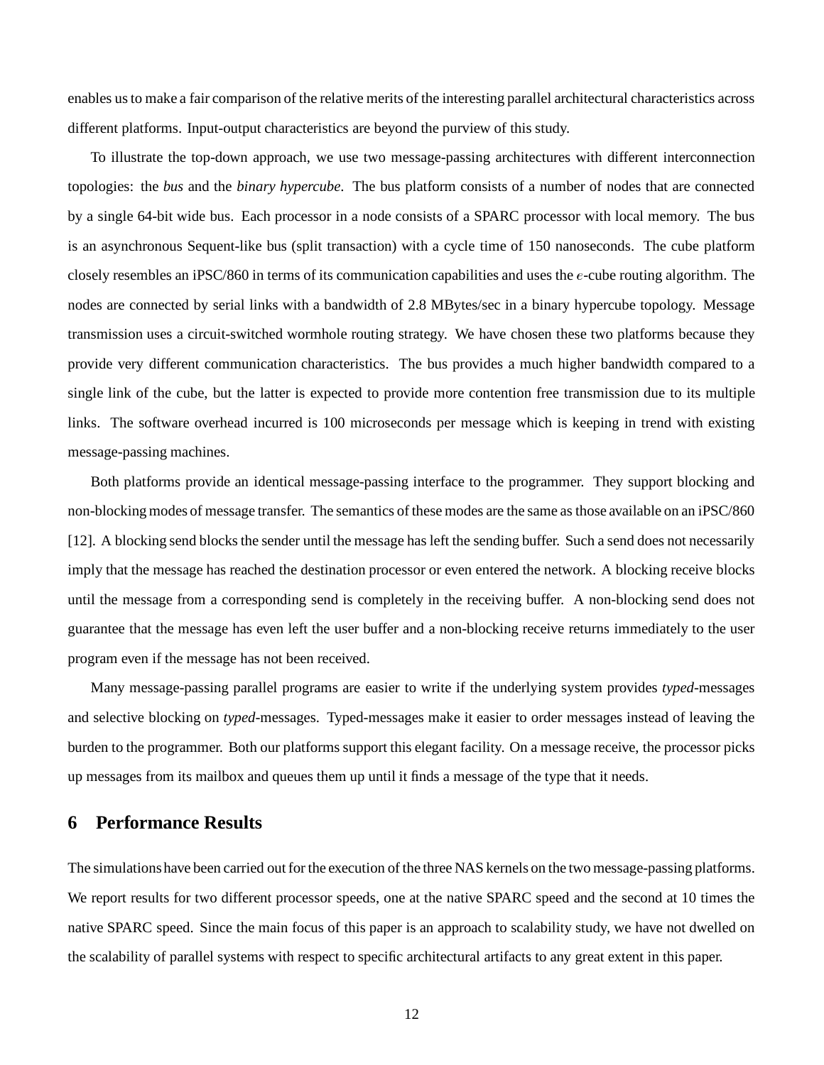enables us to make a fair comparison of the relative merits of the interesting parallel architectural characteristics across different platforms. Input-output characteristics are beyond the purview of this study.

To illustrate the top-down approach, we use two message-passing architectures with different interconnection topologies: the *bus* and the *binary hypercube*. The bus platform consists of a number of nodes that are connected by a single 64-bit wide bus. Each processor in a node consists of a SPARC processor with local memory. The bus is an asynchronous Sequent-like bus (split transaction) with a cycle time of 150 nanoseconds. The cube platform closely resembles an iPSC/860 in terms of its communication capabilities and uses the $e$-cube routing algorithm. The nodes are connected by serial links with a bandwidth of 2.8 MBytes/sec in a binary hypercube topology. Message transmission uses a circuit-switched wormhole routing strategy. We have chosen these two platforms because they provide very different communication characteristics. The bus provides a much higher bandwidth compared to a single link of the cube, but the latter is expected to provide more contention free transmission due to its multiple links. The software overhead incurred is 100 microseconds per message which is keeping in trend with existing message-passing machines.

Both platforms provide an identical message-passing interface to the programmer. They support blocking and non-blocking modes of message transfer. The semantics of these modes are the same as those available on an iPSC/860 [12]. A blocking send blocks the sender until the message has left the sending buffer. Such a send does not necessarily imply that the message has reached the destination processor or even entered the network. A blocking receive blocks until the message from a corresponding send is completely in the receiving buffer. A non-blocking send does not guarantee that the message has even left the user buffer and a non-blocking receive returns immediately to the user program even if the message has not been received.

Many message-passing parallel programs are easier to write if the underlying system provides *typed*-messages and selective blocking on *typed*-messages. Typed-messages make it easier to order messages instead of leaving the burden to the programmer. Both our platforms support this elegant facility. On a message receive, the processor picks up messages from its mailbox and queues them up until it finds a message of the type that it needs.

## 6 Performance Results

The simulations have been carried out for the execution of the three NAS kernels on the two message-passing platforms. We report results for two different processor speeds, one at the native SPARC speed and the second at 10 times the native SPARC speed. Since the main focus of this paper is an approach to scalability study, we have not dwelled on the scalability of parallel systems with respect to specific architectural artifacts to any great extent in this paper.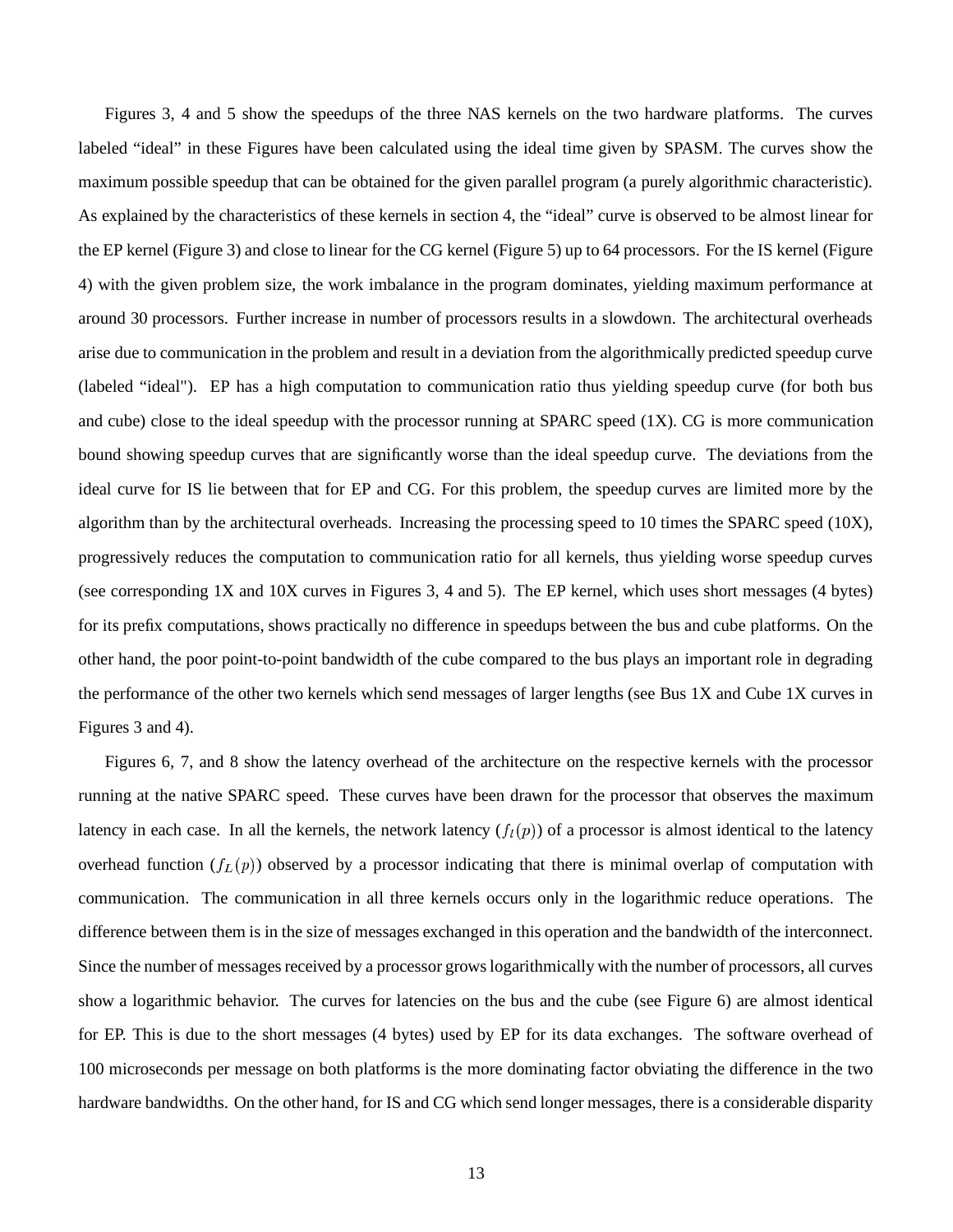Figures 3, 4 and 5 show the speedups of the three NAS kernels on the two hardware platforms. The curves labeled “ideal” in these Figures have been calculated using the ideal time given by SPASM. The curves show the maximum possible speedup that can be obtained for the given parallel program (a purely algorithmic characteristic). As explained by the characteristics of these kernels in section 4, the “ideal” curve is observed to be almost linear for the EP kernel (Figure 3) and close to linear for the CG kernel (Figure 5) up to 64 processors. For the IS kernel (Figure 4) with the given problem size, the work imbalance in the program dominates, yielding maximum performance at around 30 processors. Further increase in number of processors results in a slowdown. The architectural overheads arise due to communication in the problem and result in a deviation from the algorithmically predicted speedup curve (labeled “ideal"). EP has a high computation to communication ratio thus yielding speedup curve (for both bus and cube) close to the ideal speedup with the processor running at SPARC speed (1X). CG is more communication bound showing speedup curves that are significantly worse than the ideal speedup curve. The deviations from the ideal curve for IS lie between that for EP and CG. For this problem, the speedup curves are limited more by the algorithm than by the architectural overheads. Increasing the processing speed to 10 times the SPARC speed (10X), progressively reduces the computation to communication ratio for all kernels, thus yielding worse speedup curves (see corresponding 1X and 10X curves in Figures 3, 4 and 5). The EP kernel, which uses short messages (4 bytes) for its prefix computations, shows practically no difference in speedups between the bus and cube platforms. On the other hand, the poor point-to-point bandwidth of the cube compared to the bus plays an important role in degrading the performance of the other two kernels which send messages of larger lengths (see Bus 1X and Cube 1X curves in Figures 3 and 4).

Figures 6, 7, and 8 show the latency overhead of the architecture on the respective kernels with the processor running at the native SPARC speed. These curves have been drawn for the processor that observes the maximum latency in each case. In all the kernels, the network latency ($f_l(p)$) of a processor is almost identical to the latency overhead function ($f_L(p)$) observed by a processor indicating that there is minimal overlap of computation with communication. The communication in all three kernels occurs only in the logarithmic reduce operations. The difference between them is in the size of messages exchanged in this operation and the bandwidth of the interconnect. Since the number of messages received by a processor grows logarithmically with the number of processors, all curves show a logarithmic behavior. The curves for latencies on the bus and the cube (see Figure 6) are almost identical for EP. This is due to the short messages (4 bytes) used by EP for its data exchanges. The software overhead of 100 microseconds per message on both platforms is the more dominating factor obviating the difference in the two hardware bandwidths. On the other hand, for IS and CG which send longer messages, there is a considerable disparity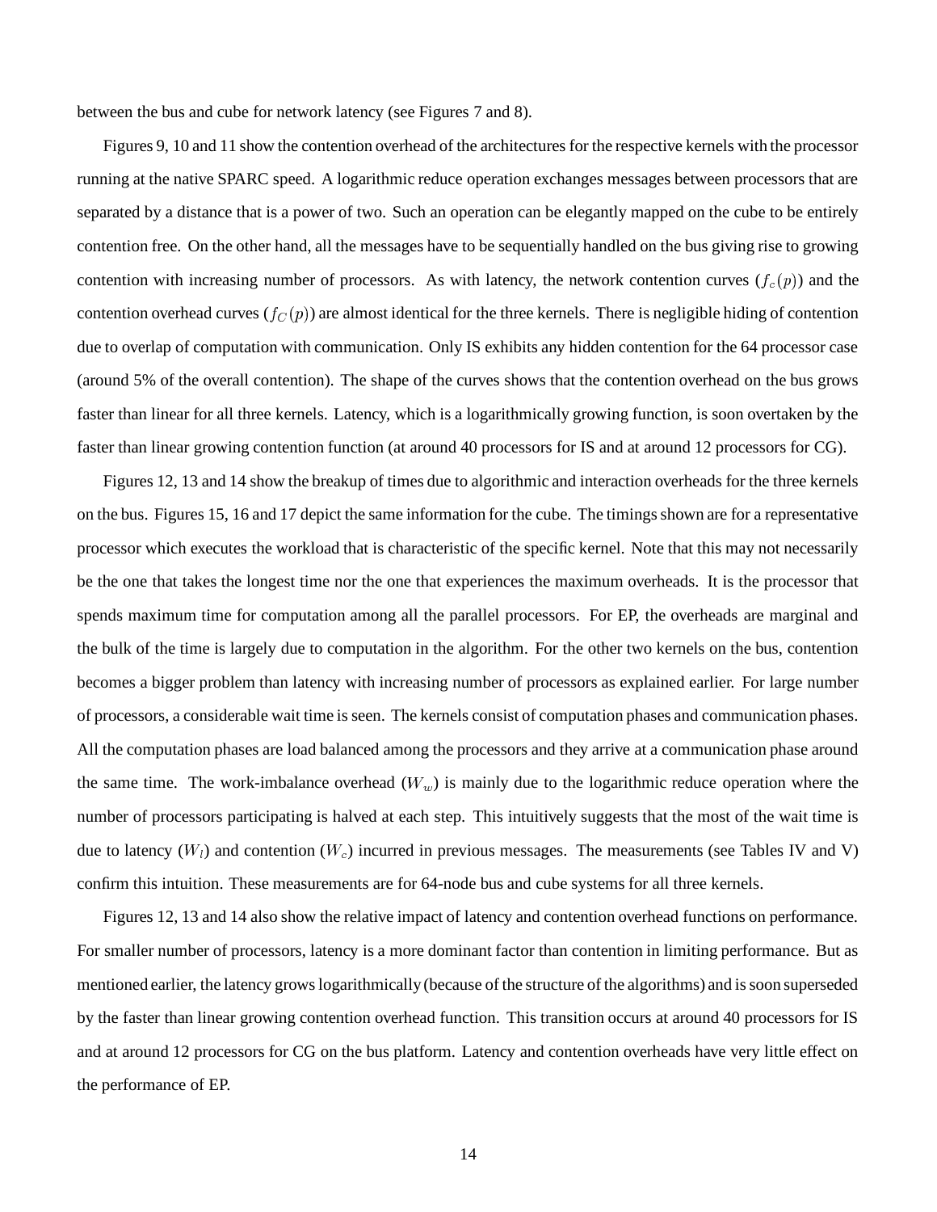between the bus and cube for network latency (see Figures 7 and 8).

Figures 9, 10 and 11 show the contention overhead of the architectures for the respective kernels with the processor running at the native SPARC speed. A logarithmic reduce operation exchanges messages between processors that are separated by a distance that is a power of two. Such an operation can be elegantly mapped on the cube to be entirely contention free. On the other hand, all the messages have to be sequentially handled on the bus giving rise to growing contention with increasing number of processors. As with latency, the network contention curves ($f_c(p)$) and the contention overhead curves ($f_C(p)$) are almost identical for the three kernels. There is negligible hiding of contention due to overlap of computation with communication. Only IS exhibits any hidden contention for the 64 processor case (around 5% of the overall contention). The shape of the curves shows that the contention overhead on the bus grows faster than linear for all three kernels. Latency, which is a logarithmically growing function, is soon overtaken by the faster than linear growing contention function (at around 40 processors for IS and at around 12 processors for CG).

Figures 12, 13 and 14 show the breakup of times due to algorithmic and interaction overheads for the three kernels on the bus. Figures 15, 16 and 17 depict the same information for the cube. The timings shown are for a representative processor which executes the workload that is characteristic of the specific kernel. Note that this may not necessarily be the one that takes the longest time nor the one that experiences the maximum overheads. It is the processor that spends maximum time for computation among all the parallel processors. For EP, the overheads are marginal and the bulk of the time is largely due to computation in the algorithm. For the other two kernels on the bus, contention becomes a bigger problem than latency with increasing number of processors as explained earlier. For large number of processors, a considerable wait time is seen. The kernels consist of computation phases and communication phases. All the computation phases are load balanced among the processors and they arrive at a communication phase around the same time. The work-imbalance overhead ($W_w$) is mainly due to the logarithmic reduce operation where the number of processors participating is halved at each step. This intuitively suggests that the most of the wait time is due to latency ($W_l$) and contention ($W_c$) incurred in previous messages. The measurements (see Tables IV and V) confirm this intuition. These measurements are for 64-node bus and cube systems for all three kernels.

Figures 12, 13 and 14 also show the relative impact of latency and contention overhead functions on performance. For smaller number of processors, latency is a more dominant factor than contention in limiting performance. But as mentioned earlier, the latency grows logarithmically (because of the structure of the algorithms) and is soon superseded by the faster than linear growing contention overhead function. This transition occurs at around 40 processors for IS and at around 12 processors for CG on the bus platform. Latency and contention overheads have very little effect on the performance of EP.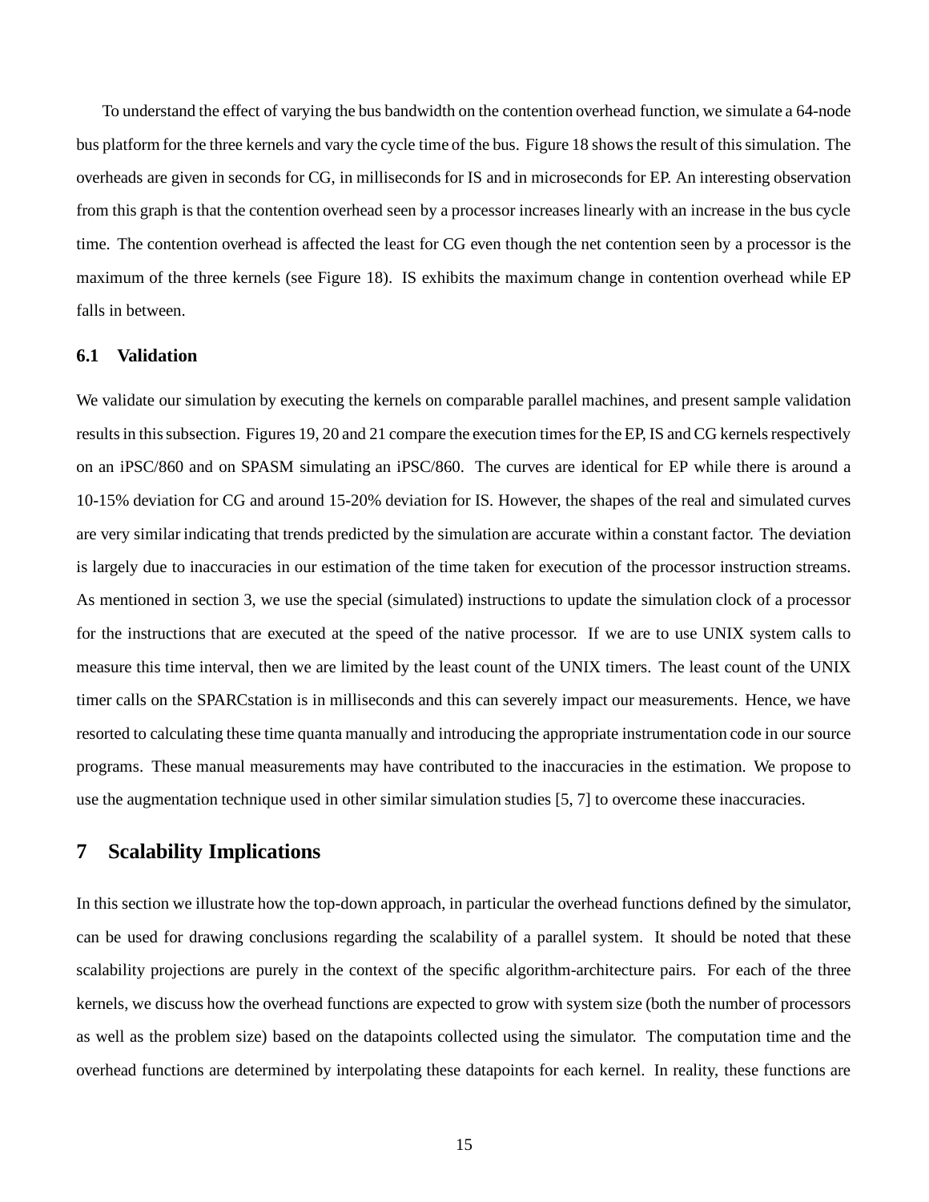To understand the effect of varying the bus bandwidth on the contention overhead function, we simulate a 64-node bus platform for the three kernels and vary the cycle time of the bus. Figure 18 shows the result of this simulation. The overheads are given in seconds for CG, in milliseconds for IS and in microseconds for EP. An interesting observation from this graph is that the contention overhead seen by a processor increases linearly with an increase in the bus cycle time. The contention overhead is affected the least for CG even though the net contention seen by a processor is the maximum of the three kernels (see Figure 18). IS exhibits the maximum change in contention overhead while EP falls in between.

### 6.1 Validation

We validate our simulation by executing the kernels on comparable parallel machines, and present sample validation results in this subsection. Figures 19, 20 and 21 compare the execution times for the EP, IS and CG kernels respectively on an iPSC/860 and on SPASM simulating an iPSC/860. The curves are identical for EP while there is around a 10-15% deviation for CG and around 15-20% deviation for IS. However, the shapes of the real and simulated curves are very similar indicating that trends predicted by the simulation are accurate within a constant factor. The deviation is largely due to inaccuracies in our estimation of the time taken for execution of the processor instruction streams. As mentioned in section 3, we use the special (simulated) instructions to update the simulation clock of a processor for the instructions that are executed at the speed of the native processor. If we are to use UNIX system calls to measure this time interval, then we are limited by the least count of the UNIX timers. The least count of the UNIX timer calls on the SPARCstation is in milliseconds and this can severely impact our measurements. Hence, we have resorted to calculating these time quanta manually and introducing the appropriate instrumentation code in our source programs. These manual measurements may have contributed to the inaccuracies in the estimation. We propose to use the augmentation technique used in other similar simulation studies [5, 7] to overcome these inaccuracies.

## 7 Scalability Implications

In this section we illustrate how the top-down approach, in particular the overhead functions defined by the simulator, can be used for drawing conclusions regarding the scalability of a parallel system. It should be noted that these scalability projections are purely in the context of the specific algorithm-architecture pairs. For each of the three kernels, we discuss how the overhead functions are expected to grow with system size (both the number of processors as well as the problem size) based on the datapoints collected using the simulator. The computation time and the overhead functions are determined by interpolating these datapoints for each kernel. In reality, these functions are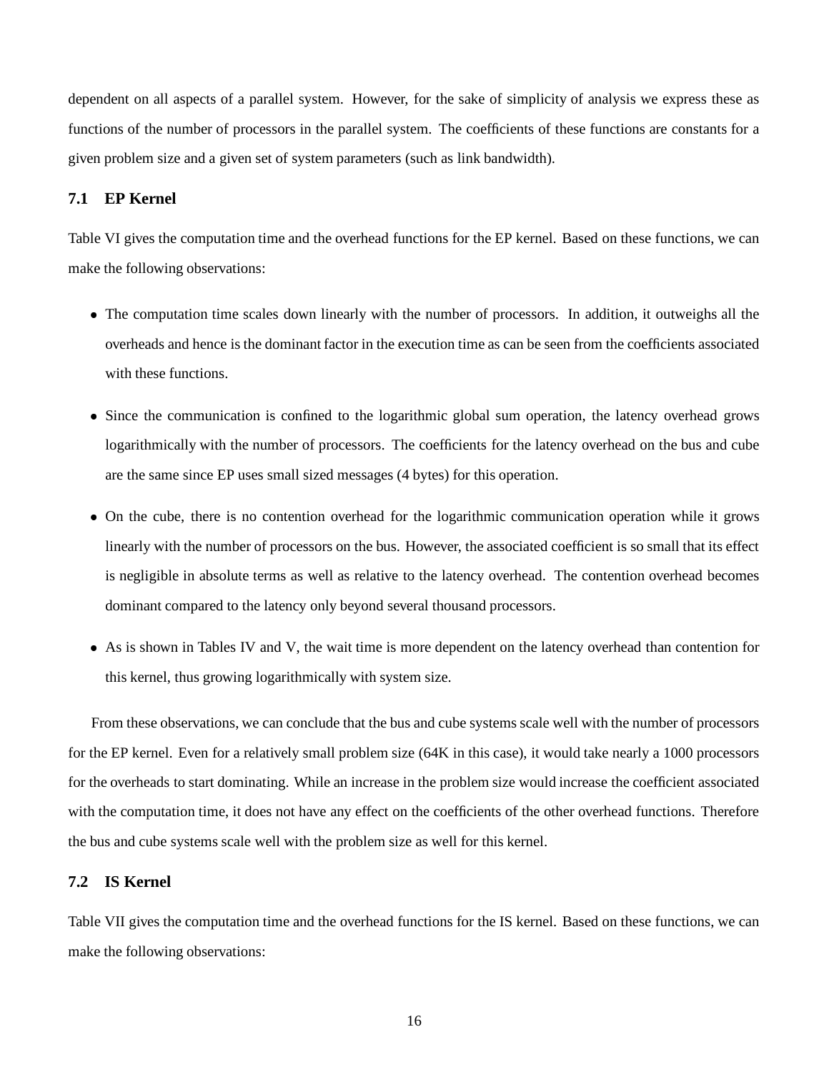dependent on all aspects of a parallel system. However, for the sake of simplicity of analysis we express these as functions of the number of processors in the parallel system. The coefficients of these functions are constants for a given problem size and a given set of system parameters (such as link bandwidth).

### 7.1 EP Kernel

Table VI gives the computation time and the overhead functions for the EP kernel. Based on these functions, we can make the following observations:

- The computation time scales down linearly with the number of processors. In addition, it outweighs all the overheads and hence is the dominant factor in the execution time as can be seen from the coefficients associated with these functions.
- Since the communication is confined to the logarithmic global sum operation, the latency overhead grows logarithmically with the number of processors. The coefficients for the latency overhead on the bus and cube are the same since EP uses small sized messages (4 bytes) for this operation.
- On the cube, there is no contention overhead for the logarithmic communication operation while it grows linearly with the number of processors on the bus. However, the associated coefficient is so small that its effect is negligible in absolute terms as well as relative to the latency overhead. The contention overhead becomes dominant compared to the latency only beyond several thousand processors.
- As is shown in Tables IV and V, the wait time is more dependent on the latency overhead than contention for this kernel, thus growing logarithmically with system size.

From these observations, we can conclude that the bus and cube systems scale well with the number of processors for the EP kernel. Even for a relatively small problem size (64K in this case), it would take nearly a 1000 processors for the overheads to start dominating. While an increase in the problem size would increase the coefficient associated with the computation time, it does not have any effect on the coefficients of the other overhead functions. Therefore the bus and cube systems scale well with the problem size as well for this kernel.

### 7.2 IS Kernel

Table VII gives the computation time and the overhead functions for the IS kernel. Based on these functions, we can make the following observations: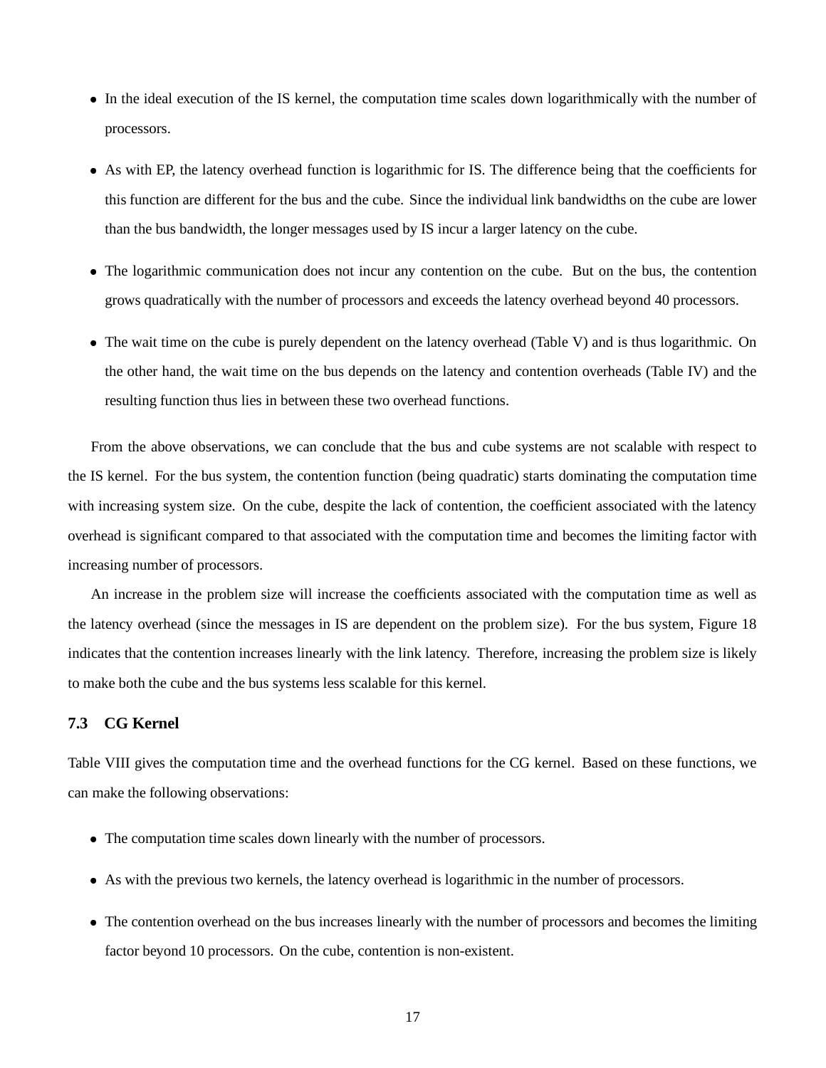- In the ideal execution of the IS kernel, the computation time scales down logarithmically with the number of processors.
- As with EP, the latency overhead function is logarithmic for IS. The difference being that the coefficients for this function are different for the bus and the cube. Since the individual link bandwidths on the cube are lower than the bus bandwidth, the longer messages used by IS incur a larger latency on the cube.
- The logarithmic communication does not incur any contention on the cube. But on the bus, the contention grows quadratically with the number of processors and exceeds the latency overhead beyond 40 processors.
- The wait time on the cube is purely dependent on the latency overhead (Table V) and is thus logarithmic. On the other hand, the wait time on the bus depends on the latency and contention overheads (Table IV) and the resulting function thus lies in between these two overhead functions.

From the above observations, we can conclude that the bus and cube systems are not scalable with respect to the IS kernel. For the bus system, the contention function (being quadratic) starts dominating the computation time with increasing system size. On the cube, despite the lack of contention, the coefficient associated with the latency overhead is significant compared to that associated with the computation time and becomes the limiting factor with increasing number of processors.

An increase in the problem size will increase the coefficients associated with the computation time as well as the latency overhead (since the messages in IS are dependent on the problem size). For the bus system, Figure 18 indicates that the contention increases linearly with the link latency. Therefore, increasing the problem size is likely to make both the cube and the bus systems less scalable for this kernel.

### 7.3 CG Kernel

Table VIII gives the computation time and the overhead functions for the CG kernel. Based on these functions, we can make the following observations:

- The computation time scales down linearly with the number of processors.
- As with the previous two kernels, the latency overhead is logarithmic in the number of processors.
- The contention overhead on the bus increases linearly with the number of processors and becomes the limiting factor beyond 10 processors. On the cube, contention is non-existent.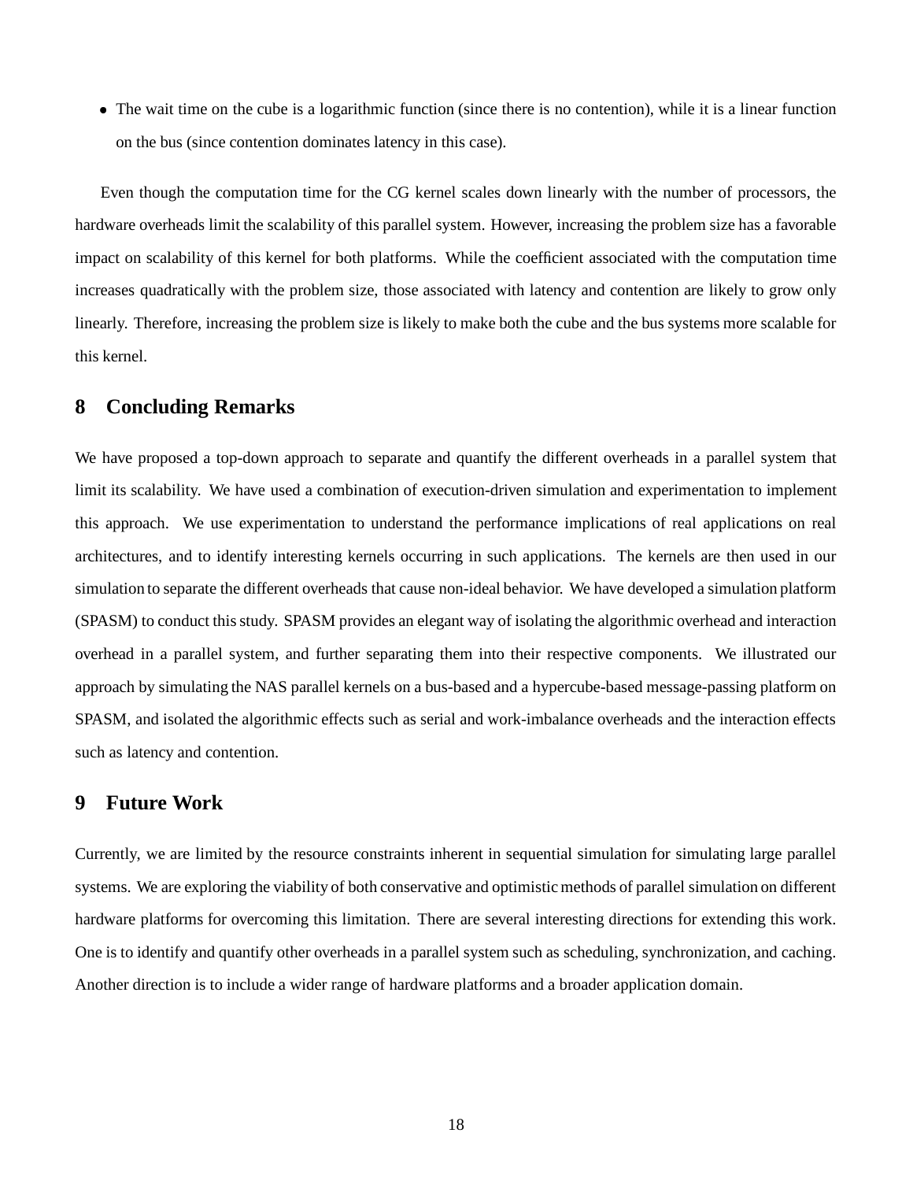- The wait time on the cube is a logarithmic function (since there is no contention), while it is a linear function on the bus (since contention dominates latency in this case).

Even though the computation time for the CG kernel scales down linearly with the number of processors, the hardware overheads limit the scalability of this parallel system. However, increasing the problem size has a favorable impact on scalability of this kernel for both platforms. While the coefficient associated with the computation time increases quadratically with the problem size, those associated with latency and contention are likely to grow only linearly. Therefore, increasing the problem size is likely to make both the cube and the bus systems more scalable for this kernel.

## 8 Concluding Remarks

We have proposed a top-down approach to separate and quantify the different overheads in a parallel system that limit its scalability. We have used a combination of execution-driven simulation and experimentation to implement this approach. We use experimentation to understand the performance implications of real applications on real architectures, and to identify interesting kernels occurring in such applications. The kernels are then used in our simulation to separate the different overheads that cause non-ideal behavior. We have developed a simulation platform (SPASM) to conduct this study. SPASM provides an elegant way of isolating the algorithmic overhead and interaction overhead in a parallel system, and further separating them into their respective components. We illustrated our approach by simulating the NAS parallel kernels on a bus-based and a hypercube-based message-passing platform on SPASM, and isolated the algorithmic effects such as serial and work-imbalance overheads and the interaction effects such as latency and contention.

## 9 Future Work

Currently, we are limited by the resource constraints inherent in sequential simulation for simulating large parallel systems. We are exploring the viability of both conservative and optimistic methods of parallel simulation on different hardware platforms for overcoming this limitation. There are several interesting directions for extending this work. One is to identify and quantify other overheads in a parallel system such as scheduling, synchronization, and caching. Another direction is to include a wider range of hardware platforms and a broader application domain.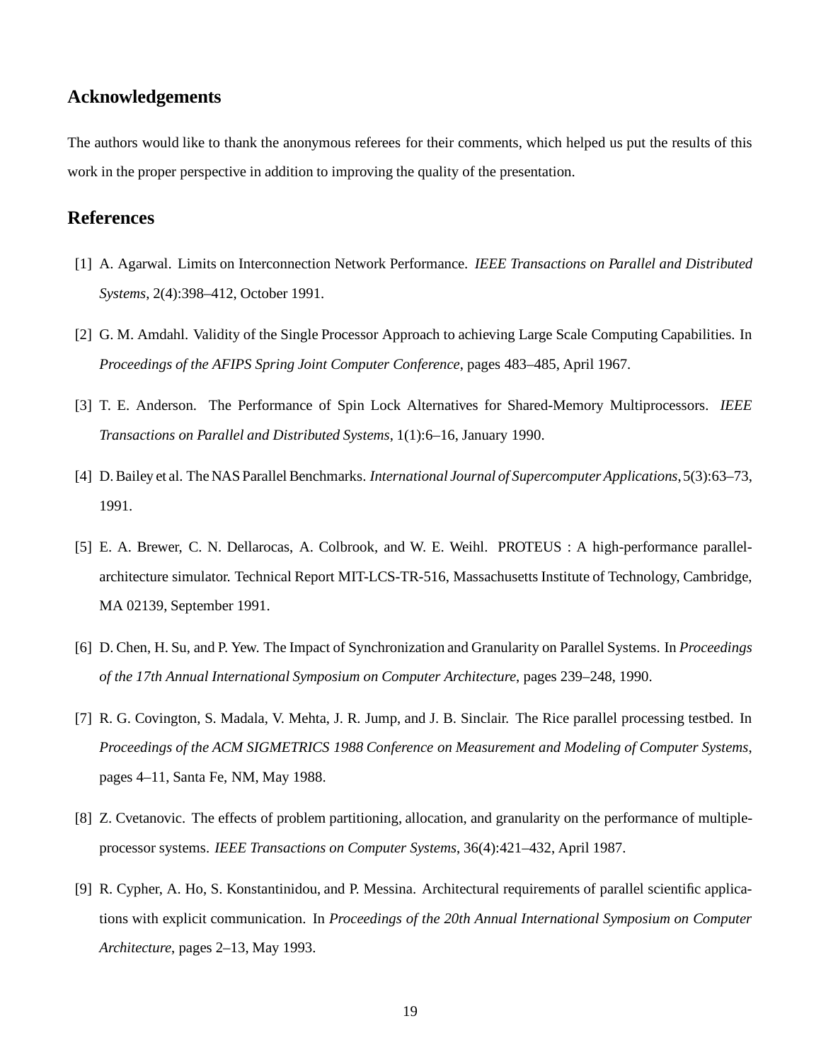## Acknowledgements

The authors would like to thank the anonymous referees for their comments, which helped us put the results of this work in the proper perspective in addition to improving the quality of the presentation.

## References

[1] A. Agarwal. Limits on Interconnection Network Performance. *IEEE Transactions on Parallel and Distributed Systems*, 2(4):398–412, October 1991.

[2] G. M. Amdahl. Validity of the Single Processor Approach to achieving Large Scale Computing Capabilities. In *Proceedings of the AFIPS Spring Joint Computer Conference*, pages 483–485, April 1967.

[3] T. E. Anderson. The Performance of Spin Lock Alternatives for Shared-Memory Multiprocessors. *IEEE Transactions on Parallel and Distributed Systems*, 1(1):6–16, January 1990.

[4] D. Bailey et al. The NAS Parallel Benchmarks. *International Journal of Supercomputer Applications*, 5(3):63–73, 1991.

[5] E. A. Brewer, C. N. Dellarocas, A. Colbrook, and W. E. Weihl. PROTEUS : A high-performance parallel-architecture simulator. Technical Report MIT-LCS-TR-516, Massachusetts Institute of Technology, Cambridge, MA 02139, September 1991.

[6] D. Chen, H. Su, and P. Yew. The Impact of Synchronization and Granularity on Parallel Systems. In *Proceedings of the 17th Annual International Symposium on Computer Architecture*, pages 239–248, 1990.

[7] R. G. Covington, S. Madala, V. Mehta, J. R. Jump, and J. B. Sinclair. The Rice parallel processing testbed. In *Proceedings of the ACM SIGMETRICS 1988 Conference on Measurement and Modeling of Computer Systems*, pages 4–11, Santa Fe, NM, May 1988.

[8] Z. Cvetanovic. The effects of problem partitioning, allocation, and granularity on the performance of multiple-processor systems. *IEEE Transactions on Computer Systems*, 36(4):421–432, April 1987.

[9] R. Cypher, A. Ho, S. Konstantinidou, and P. Messina. Architectural requirements of parallel scientific applications with explicit communication. In *Proceedings of the 20th Annual International Symposium on Computer Architecture*, pages 2–13, May 1993.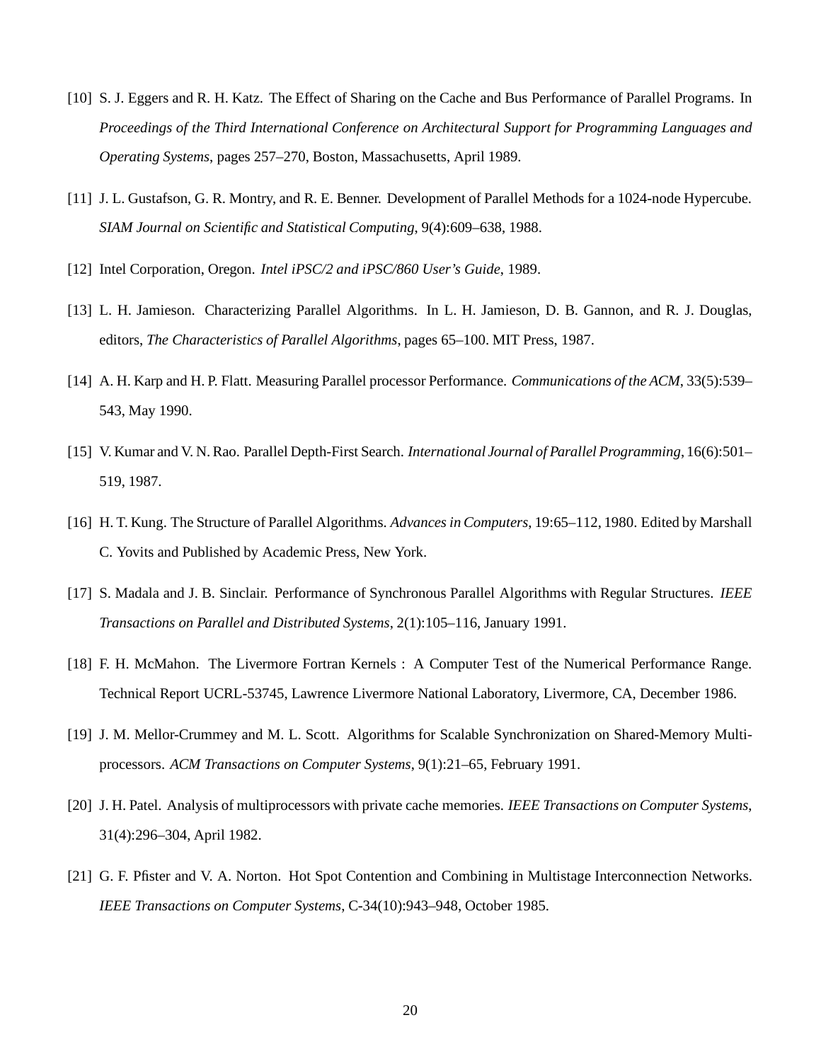[10] S. J. Eggers and R. H. Katz. The Effect of Sharing on the Cache and Bus Performance of Parallel Programs. In *Proceedings of the Third International Conference on Architectural Support for Programming Languages and Operating Systems*, pages 257–270, Boston, Massachusetts, April 1989.

[11] J. L. Gustafson, G. R. Montry, and R. E. Benner. Development of Parallel Methods for a 1024-node Hypercube. *SIAM Journal on Scientific and Statistical Computing*, 9(4):609–638, 1988.

[12] Intel Corporation, Oregon. *Intel iPSC/2 and iPSC/860 User's Guide*, 1989.

[13] L. H. Jamieson. Characterizing Parallel Algorithms. In L. H. Jamieson, D. B. Gannon, and R. J. Douglas, editors, *The Characteristics of Parallel Algorithms*, pages 65–100. MIT Press, 1987.

[14] A. H. Karp and H. P. Flatt. Measuring Parallel processor Performance. *Communications of the ACM*, 33(5):539–543, May 1990.

[15] V. Kumar and V. N. Rao. Parallel Depth-First Search. *International Journal of Parallel Programming*, 16(6):501–519, 1987.

[16] H. T. Kung. The Structure of Parallel Algorithms. *Advances in Computers*, 19:65–112, 1980. Edited by Marshall C. Yovits and Published by Academic Press, New York.

[17] S. Madala and J. B. Sinclair. Performance of Synchronous Parallel Algorithms with Regular Structures. *IEEE Transactions on Parallel and Distributed Systems*, 2(1):105–116, January 1991.

[18] F. H. McMahon. The Livermore Fortran Kernels : A Computer Test of the Numerical Performance Range. Technical Report UCRL-53745, Lawrence Livermore National Laboratory, Livermore, CA, December 1986.

[19] J. M. Mellor-Crummey and M. L. Scott. Algorithms for Scalable Synchronization on Shared-Memory Multiprocessors. *ACM Transactions on Computer Systems*, 9(1):21–65, February 1991.

[20] J. H. Patel. Analysis of multiprocessors with private cache memories. *IEEE Transactions on Computer Systems*, 31(4):296–304, April 1982.

[21] G. F. Pfister and V. A. Norton. Hot Spot Contention and Combining in Multistage Interconnection Networks. *IEEE Transactions on Computer Systems*, C-34(10):943–948, October 1985.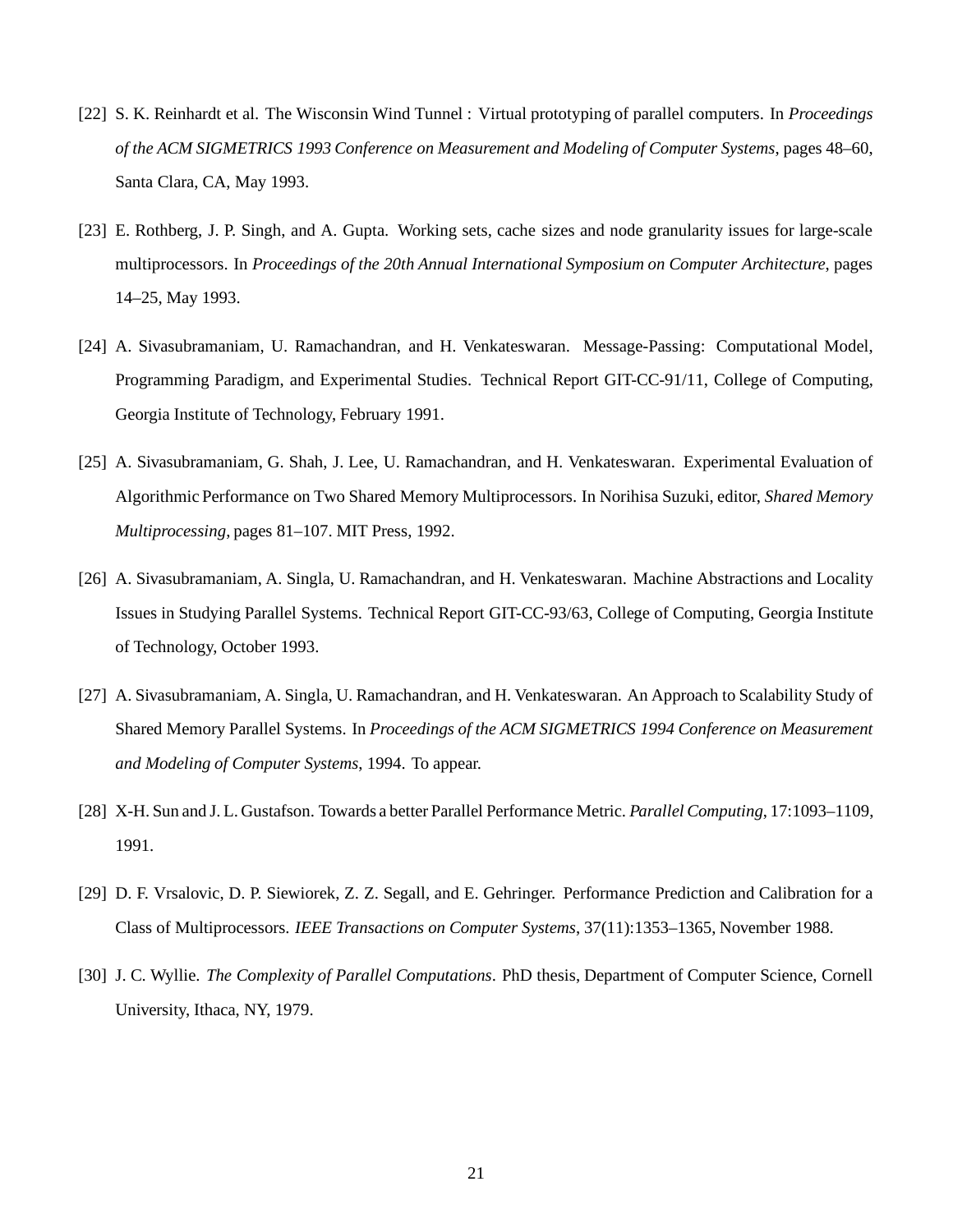[22] S. K. Reinhardt et al. The Wisconsin Wind Tunnel : Virtual prototyping of parallel computers. In *Proceedings of the ACM SIGMETRICS 1993 Conference on Measurement and Modeling of Computer Systems*, pages 48–60, Santa Clara, CA, May 1993.

[23] E. Rothberg, J. P. Singh, and A. Gupta. Working sets, cache sizes and node granularity issues for large-scale multiprocessors. In *Proceedings of the 20th Annual International Symposium on Computer Architecture*, pages 14–25, May 1993.

[24] A. Sivasubramaniam, U. Ramachandran, and H. Venkateswaran. Message-Passing: Computational Model, Programming Paradigm, and Experimental Studies. Technical Report GIT-CC-91/11, College of Computing, Georgia Institute of Technology, February 1991.

[25] A. Sivasubramaniam, G. Shah, J. Lee, U. Ramachandran, and H. Venkateswaran. Experimental Evaluation of Algorithmic Performance on Two Shared Memory Multiprocessors. In Norihisa Suzuki, editor, *Shared Memory Multiprocessing*, pages 81–107. MIT Press, 1992.

[26] A. Sivasubramaniam, A. Singla, U. Ramachandran, and H. Venkateswaran. Machine Abstractions and Locality Issues in Studying Parallel Systems. Technical Report GIT-CC-93/63, College of Computing, Georgia Institute of Technology, October 1993.

[27] A. Sivasubramaniam, A. Singla, U. Ramachandran, and H. Venkateswaran. An Approach to Scalability Study of Shared Memory Parallel Systems. In *Proceedings of the ACM SIGMETRICS 1994 Conference on Measurement and Modeling of Computer Systems*, 1994. To appear.

[28] X-H. Sun and J. L. Gustafson. Towards a better Parallel Performance Metric. *Parallel Computing*, 17:1093–1109, 1991.

[29] D. F. Vrsalovic, D. P. Siewiorek, Z. Z. Segall, and E. Gehringer. Performance Prediction and Calibration for a Class of Multiprocessors. *IEEE Transactions on Computer Systems*, 37(11):1353–1365, November 1988.

[30] J. C. Wyllie. *The Complexity of Parallel Computations*. PhD thesis, Department of Computer Science, Cornell University, Ithaca, NY, 1979.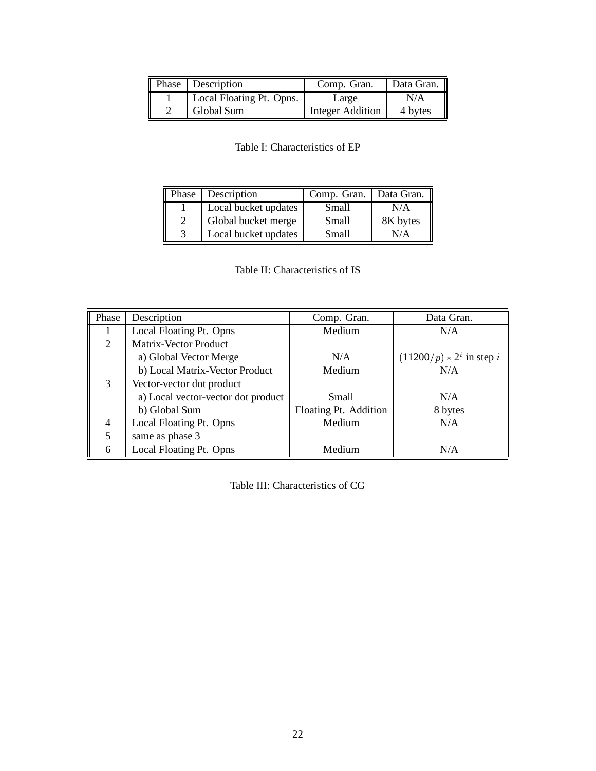| Phase | Description | Comp. Gran. | Data Gran. |
|---|---|---|---|
| 1 | Local Floating Pt. Opns. | Large | N/A |
| 2 | Global Sum | Integer Addition | 4 bytes |

Table I: Characteristics of EP

| Phase | Description | Comp. Gran. | Data Gran. |
|---|---|---|---|
| 1 | Local bucket updates | Small | N/A |
| 2 | Global bucket merge | Small | 8K bytes |
| 3 | Local bucket updates | Small | N/A |

Table II: Characteristics of IS

| Phase | Description | Comp. Gran. | Data Gran. |
|---|---|---|---|
| 1 | Local Floating Pt. Opns | Medium | N/A |
| 2 | Matrix-Vector Product | | |
| | a) Global Vector Merge | N/A | $(11200/p) * 2^i$ in step $i$ |
| | b) Local Matrix-Vector Product | Medium | N/A |
| 3 | Vector-vector dot product | | |
| | a) Local vector-vector dot product | Small | N/A |
| | b) Global Sum | Floating Pt. Addition | 8 bytes |
| 4 | Local Floating Pt. Opns | Medium | N/A |
| 5 | same as phase 3 | | |
| 6 | Local Floating Pt. Opns | Medium | N/A |

Table III: Characteristics of CG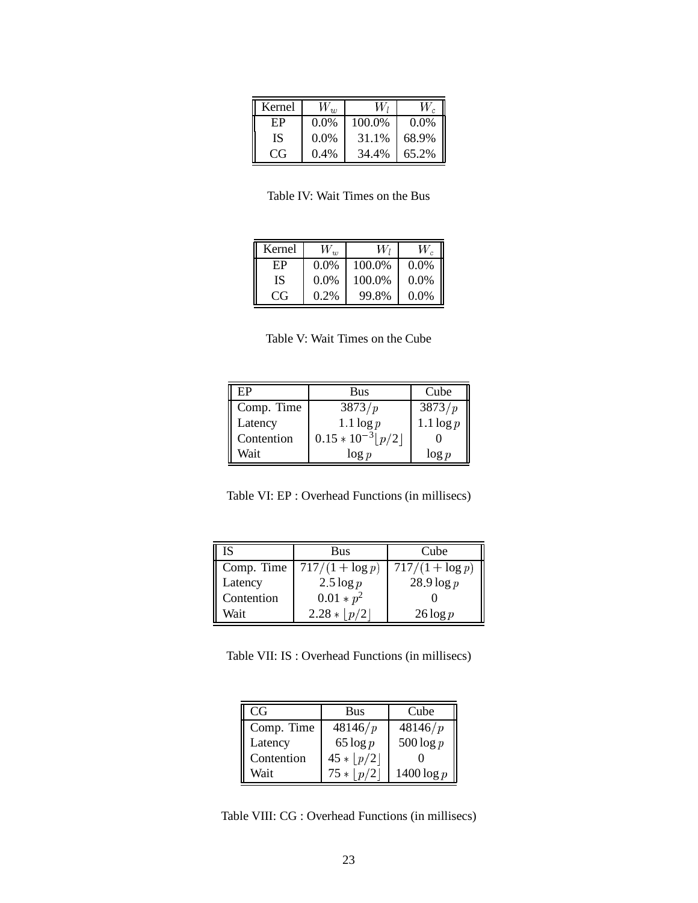| Kernel | $W_w$ | $W_l$ | $W_c$ |
|---|---|---|---|
| EP | 0.0% | 100.0% | 0.0% |
| IS | 0.0% | 31.1% | 68.9% |
| CG | 0.4% | 34.4% | 65.2% |

Table IV: Wait Times on the Bus

| Kernel | $W_w$ | $W_l$ | $W_c$ |
|---|---|---|---|
| EP | 0.0% | 100.0% | 0.0% |
| IS | 0.0% | 100.0% | 0.0% |
| CG | 0.2% | 99.8% | 0.0% |

Table V: Wait Times on the Cube

| EP | Bus | Cube |
|---|---|---|
| Comp. Time | $3873/p$ | $3873/p$ |
| Latency | $1.1 \log p$ | $1.1 \log p$ |
| Contention | $0.15 * 10^{-3} \lfloor p/2 \rfloor$ | 0 |
| Wait | $\log p$ | $\log p$ |

Table VI: EP : Overhead Functions (in millisecs)

| IS | Bus | Cube |
|---|---|---|
| Comp. Time | $717/(1 + \log p)$ | $717/(1 + \log p)$ |
| Latency | $2.5 \log p$ | $28.9 \log p$ |
| Contention | $0.01 * p^2$ | 0 |
| Wait | $2.28 * \lfloor p/2 \rfloor$ | $26 \log p$ |

Table VII: IS : Overhead Functions (in millisecs)

| CG | Bus | Cube |
|---|---|---|
| Comp. Time | $48146/p$ | $48146/p$ |
| Latency | $65 \log p$ | $500 \log p$ |
| Contention | $45 * \lfloor p/2 \rfloor$ | 0 |
| Wait | $75 * \lfloor p/2 \rfloor$ | $1400 \log p$ |

Table VIII: CG : Overhead Functions (in millisecs)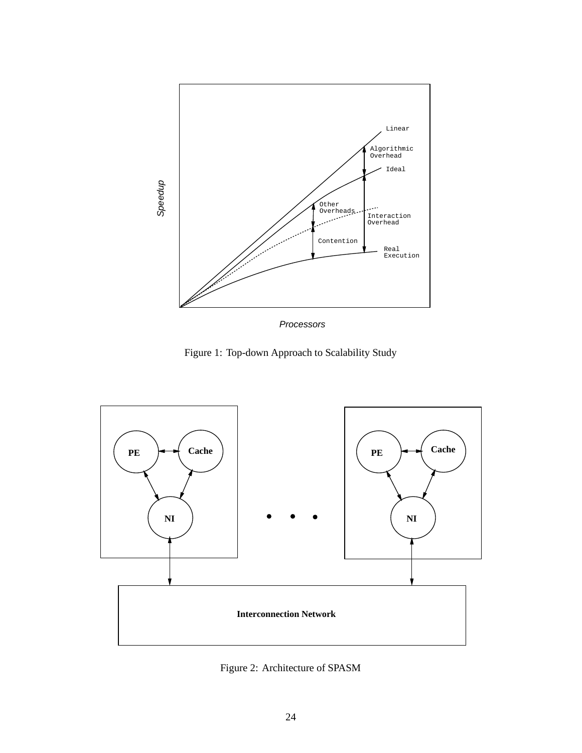Figure 1: Top-down Approach to Scalability Study

Figure 2: Architecture of SPASM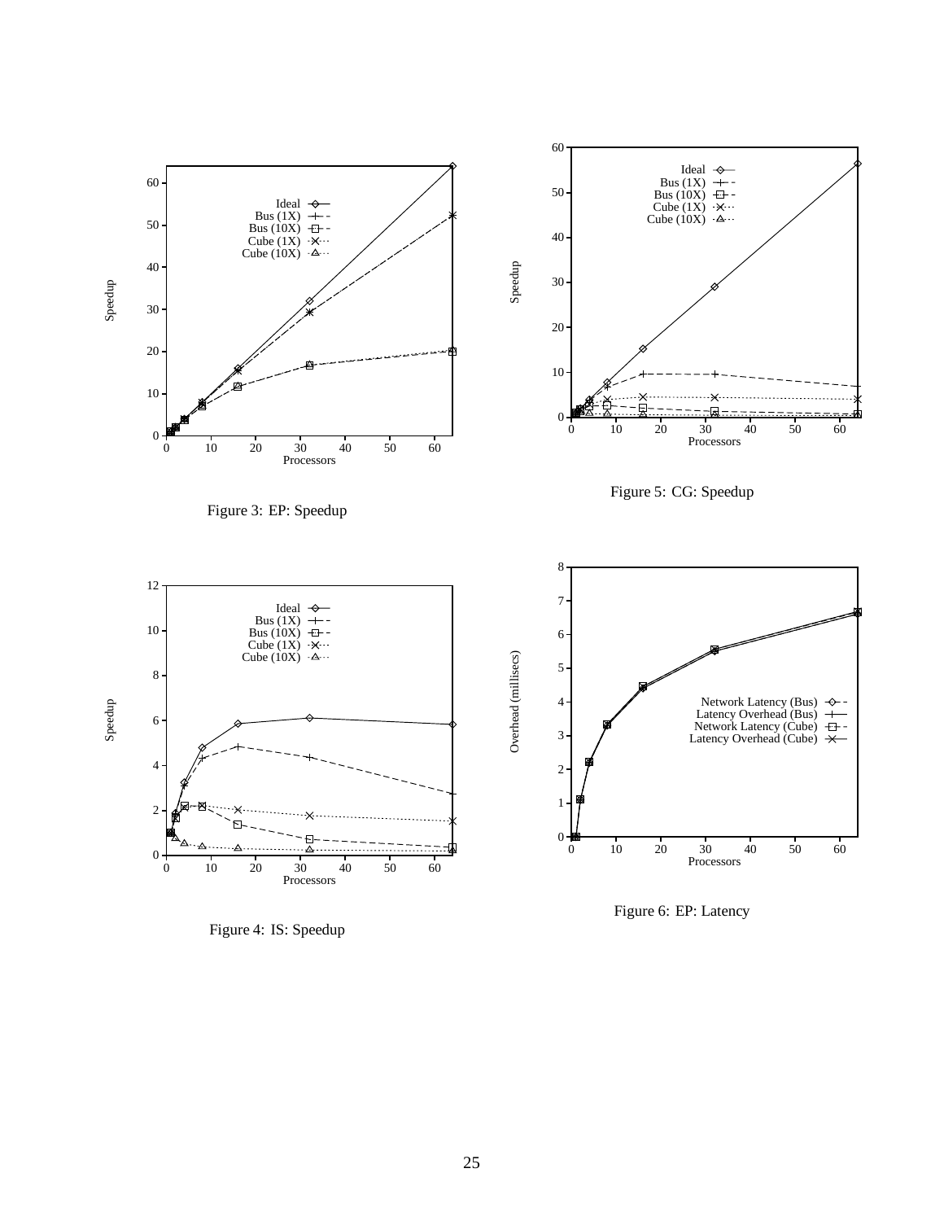Figure 3: EP: Speedup

Figure 5: CG: Speedup

Figure 4: IS: Speedup

Figure 6: EP: Latency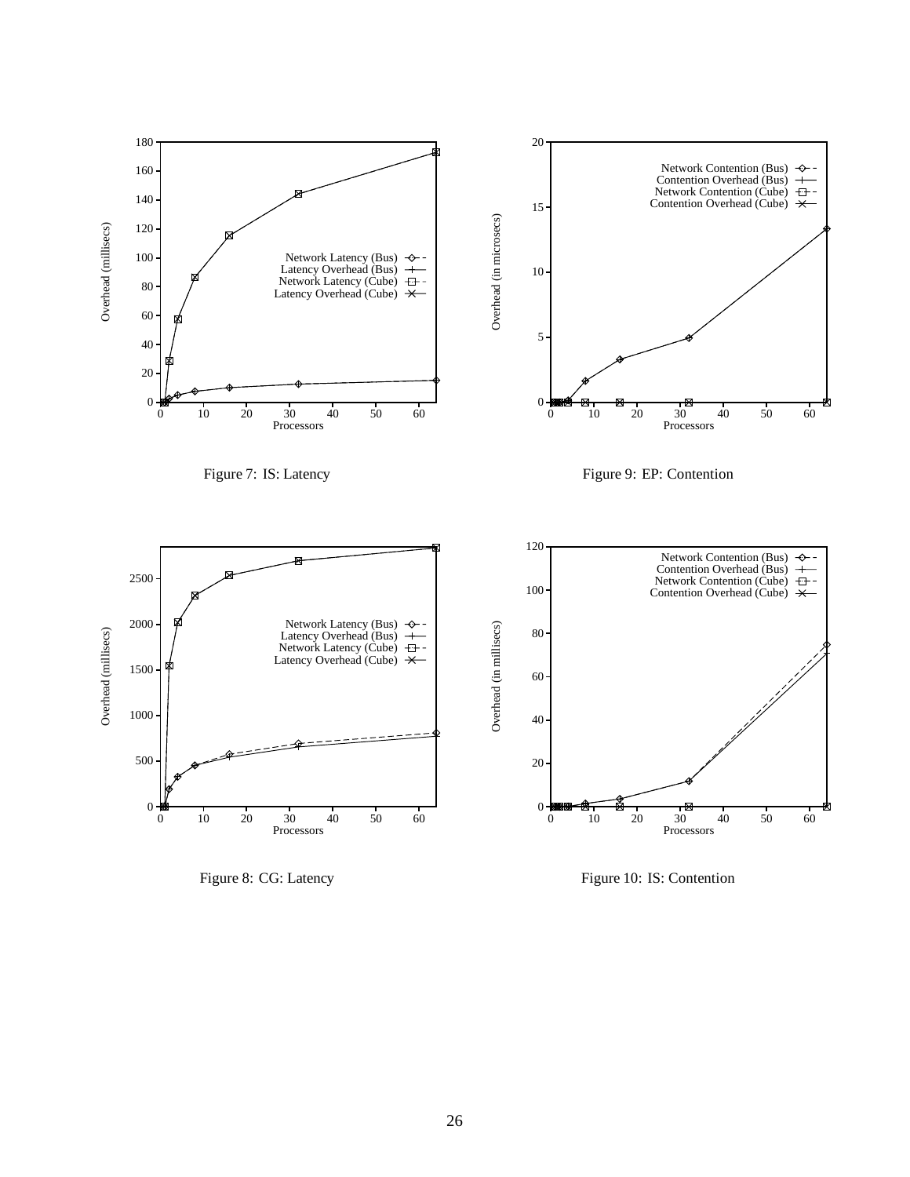Figure 7: IS: Latency

Figure 9: EP: Contention

Figure 8: CG: Latency

Figure 10: IS: Contention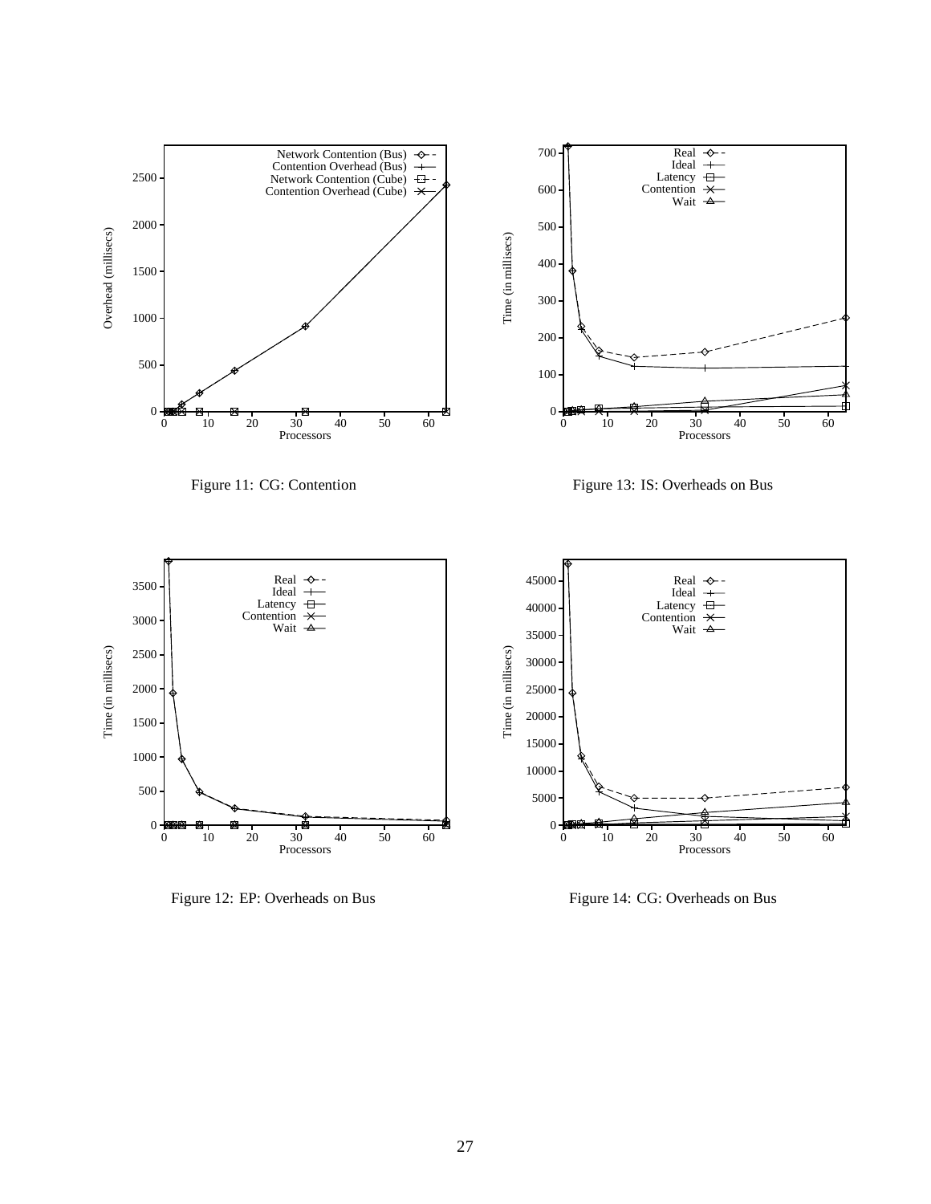Figure 11: CG: Contention

Figure 13: IS: Overheads on Bus

Figure 12: EP: Overheads on Bus

Figure 14: CG: Overheads on Bus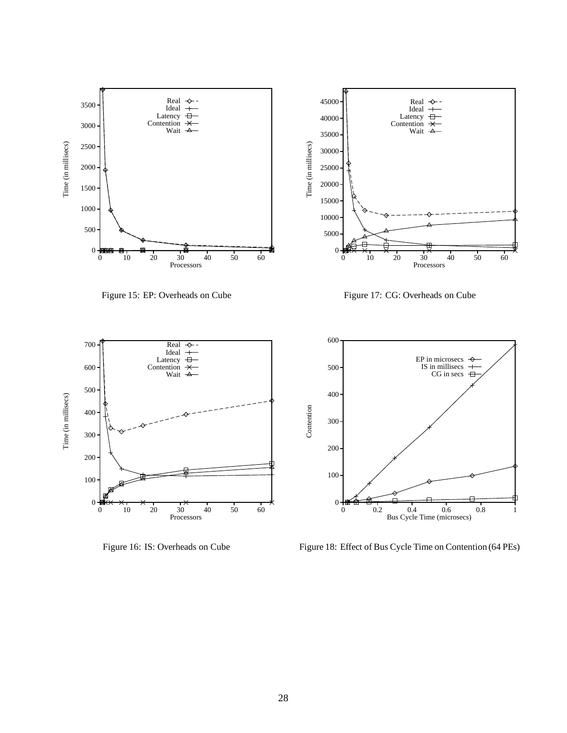Figure 15: EP: Overheads on Cube

Figure 17: CG: Overheads on Cube

Figure 16: IS: Overheads on Cube

Figure 18: Effect of Bus Cycle Time on Contention (64 PEs)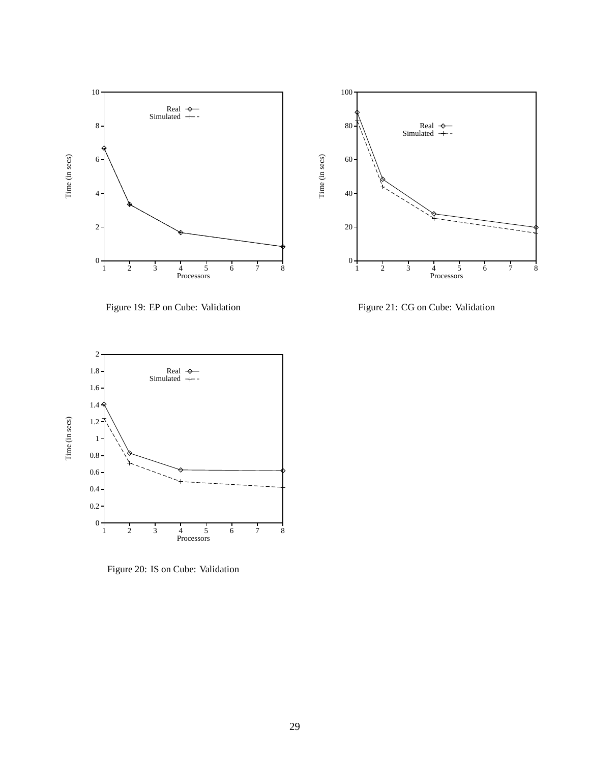10
8
6
4
2
0
Time (in secs)
1 2 3 4 5 6 7 8
Processors
Real
Simulated

Figure 19: EP on Cube: Validation

100
80
60
40
20
0
Time (in secs)
1 2 3 4 5 6 7 8
Processors
Real
Simulated

Figure 21: CG on Cube: Validation

2
1.8
1.6
1.4
1.2
1
0.8
0.6
0.4
0.2
0
Time (in secs)
1 2 3 4 5 6 7 8
Processors
Real
Simulated

Figure 20: IS on Cube: Validation